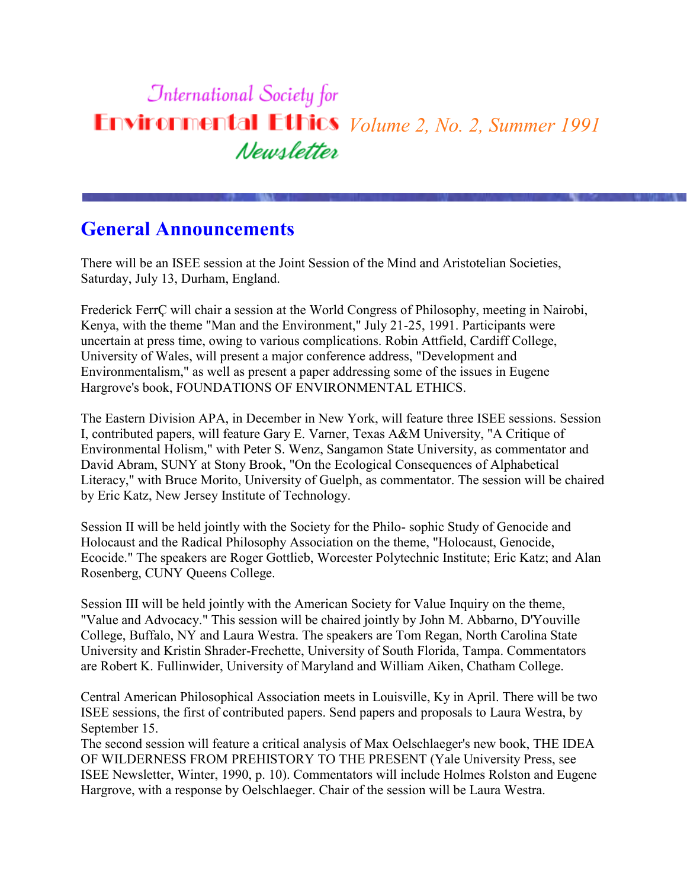# International Society for Environmental Ethics Newsletter

*Volume 2, No. 2, Summer 1991*

## General Announcements

There will be an ISEE session at the Joint Session of the Mind and Aristotelian Societies, Saturday, July 13, Durham, England.

Frederick FerrÇ will chair a session at the World Congress of Philosophy, meeting in Nairobi, Kenya, with the theme "Man and the Environment," July 21-25, 1991. Participants were uncertain at press time, owing to various complications. Robin Attfield, Cardiff College, University of Wales, will present a major conference address, "Development and Environmentalism," as well as present a paper addressing some of the issues in Eugene Hargrove's book, FOUNDATIONS OF ENVIRONMENTAL ETHICS.

The Eastern Division APA, in December in New York, will feature three ISEE sessions. Session I, contributed papers, will feature Gary E. Varner, Texas A&M University, "A Critique of Environmental Holism," with Peter S. Wenz, Sangamon State University, as commentator and David Abram, SUNY at Stony Brook, "On the Ecological Consequences of Alphabetical Literacy," with Bruce Morito, University of Guelph, as commentator. The session will be chaired by Eric Katz, New Jersey Institute of Technology.

Session II will be held jointly with the Society for the Philo- sophic Study of Genocide and Holocaust and the Radical Philosophy Association on the theme, "Holocaust, Genocide, Ecocide." The speakers are Roger Gottlieb, Worcester Polytechnic Institute; Eric Katz; and Alan Rosenberg, CUNY Queens College.

Session III will be held jointly with the American Society for Value Inquiry on the theme, "Value and Advocacy." This session will be chaired jointly by John M. Abbarno, D'Youville College, Buffalo, NY and Laura Westra. The speakers are Tom Regan, North Carolina State University and Kristin Shrader-Frechette, University of South Florida, Tampa. Commentators are Robert K. Fullinwider, University of Maryland and William Aiken, Chatham College.

Central American Philosophical Association meets in Louisville, Ky in April. There will be two ISEE sessions, the first of contributed papers. Send papers and proposals to Laura Westra, by September 15.
The second session will feature a critical analysis of Max Oelschlaeger's new book, THE IDEA OF WILDERNESS FROM PREHISTORY TO THE PRESENT (Yale University Press, see ISEE Newsletter, Winter, 1990, p. 10). Commentators will include Holmes Rolston and Eugene Hargrove, with a response by Oelschlaeger. Chair of the session will be Laura Westra.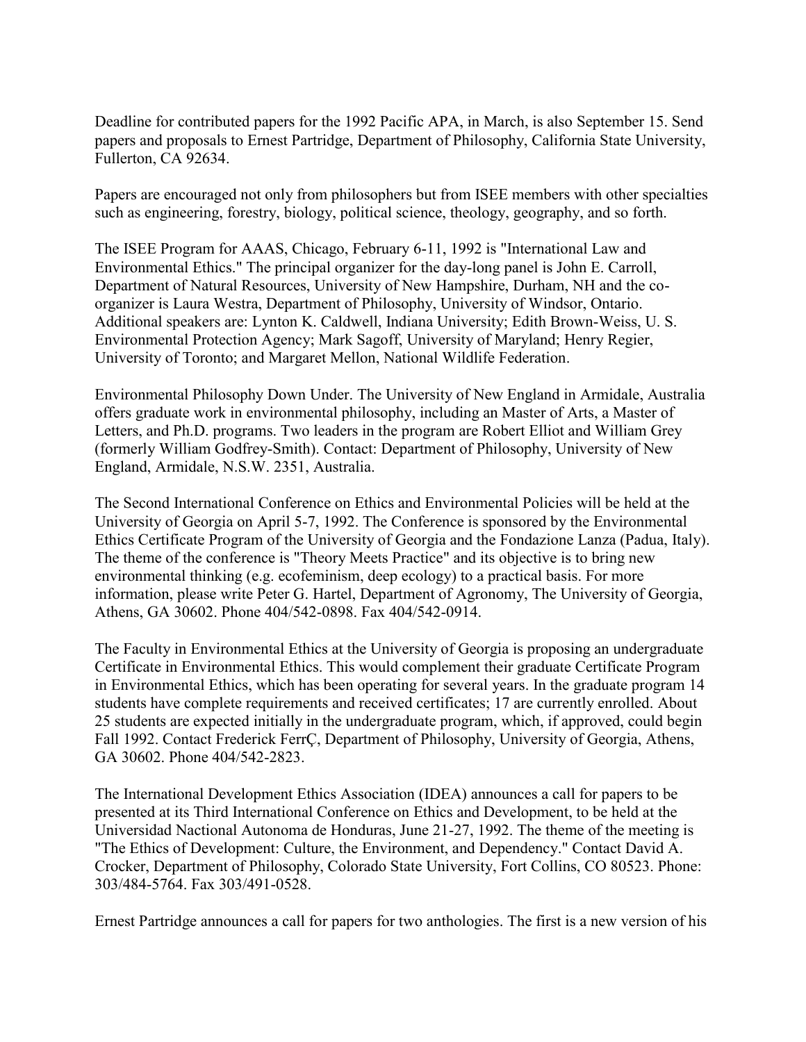Deadline for contributed papers for the 1992 Pacific APA, in March, is also September 15. Send papers and proposals to Ernest Partridge, Department of Philosophy, California State University, Fullerton, CA 92634.

Papers are encouraged not only from philosophers but from ISEE members with other specialties such as engineering, forestry, biology, political science, theology, geography, and so forth.

The ISEE Program for AAAS, Chicago, February 6-11, 1992 is "International Law and Environmental Ethics." The principal organizer for the day-long panel is John E. Carroll, Department of Natural Resources, University of New Hampshire, Durham, NH and the co-organizer is Laura Westra, Department of Philosophy, University of Windsor, Ontario. Additional speakers are: Lynton K. Caldwell, Indiana University; Edith Brown-Weiss, U. S. Environmental Protection Agency; Mark Sagoff, University of Maryland; Henry Regier, University of Toronto; and Margaret Mellon, National Wildlife Federation.

Environmental Philosophy Down Under. The University of New England in Armidale, Australia offers graduate work in environmental philosophy, including an Master of Arts, a Master of Letters, and Ph.D. programs. Two leaders in the program are Robert Elliot and William Grey (formerly William Godfrey-Smith). Contact: Department of Philosophy, University of New England, Armidale, N.S.W. 2351, Australia.

The Second International Conference on Ethics and Environmental Policies will be held at the University of Georgia on April 5-7, 1992. The Conference is sponsored by the Environmental Ethics Certificate Program of the University of Georgia and the Fondazione Lanza (Padua, Italy). The theme of the conference is "Theory Meets Practice" and its objective is to bring new environmental thinking (e.g. ecofeminism, deep ecology) to a practical basis. For more information, please write Peter G. Hartel, Department of Agronomy, The University of Georgia, Athens, GA 30602. Phone 404/542-0898. Fax 404/542-0914.

The Faculty in Environmental Ethics at the University of Georgia is proposing an undergraduate Certificate in Environmental Ethics. This would complement their graduate Certificate Program in Environmental Ethics, which has been operating for several years. In the graduate program 14 students have complete requirements and received certificates; 17 are currently enrolled. About 25 students are expected initially in the undergraduate program, which, if approved, could begin Fall 1992. Contact Frederick FerrÇ, Department of Philosophy, University of Georgia, Athens, GA 30602. Phone 404/542-2823.

The International Development Ethics Association (IDEA) announces a call for papers to be presented at its Third International Conference on Ethics and Development, to be held at the Universidad Nactional Autonoma de Honduras, June 21-27, 1992. The theme of the meeting is "The Ethics of Development: Culture, the Environment, and Dependency." Contact David A. Crocker, Department of Philosophy, Colorado State University, Fort Collins, CO 80523. Phone: 303/484-5764. Fax 303/491-0528.

Ernest Partridge announces a call for papers for two anthologies. The first is a new version of his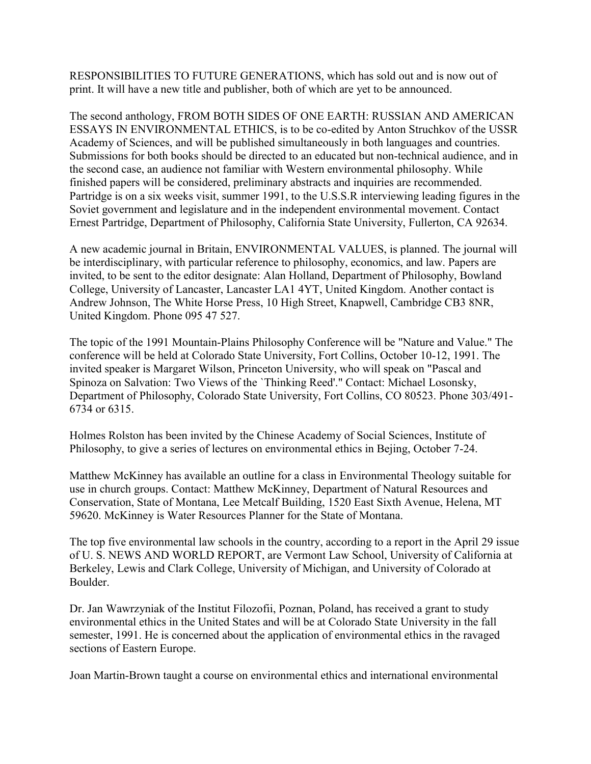RESPONSIBILITIES TO FUTURE GENERATIONS, which has sold out and is now out of print. It will have a new title and publisher, both of which are yet to be announced.

The second anthology, FROM BOTH SIDES OF ONE EARTH: RUSSIAN AND AMERICAN ESSAYS IN ENVIRONMENTAL ETHICS, is to be co-edited by Anton Struchkov of the USSR Academy of Sciences, and will be published simultaneously in both languages and countries. Submissions for both books should be directed to an educated but non-technical audience, and in the second case, an audience not familiar with Western environmental philosophy. While finished papers will be considered, preliminary abstracts and inquiries are recommended. Partridge is on a six weeks visit, summer 1991, to the U.S.S.R interviewing leading figures in the Soviet government and legislature and in the independent environmental movement. Contact Ernest Partridge, Department of Philosophy, California State University, Fullerton, CA 92634.

A new academic journal in Britain, ENVIRONMENTAL VALUES, is planned. The journal will be interdisciplinary, with particular reference to philosophy, economics, and law. Papers are invited, to be sent to the editor designate: Alan Holland, Department of Philosophy, Bowland College, University of Lancaster, Lancaster LA1 4YT, United Kingdom. Another contact is Andrew Johnson, The White Horse Press, 10 High Street, Knapwell, Cambridge CB3 8NR, United Kingdom. Phone 095 47 527.

The topic of the 1991 Mountain-Plains Philosophy Conference will be "Nature and Value." The conference will be held at Colorado State University, Fort Collins, October 10-12, 1991. The invited speaker is Margaret Wilson, Princeton University, who will speak on "Pascal and Spinoza on Salvation: Two Views of the `Thinking Reed'." Contact: Michael Losonsky, Department of Philosophy, Colorado State University, Fort Collins, CO 80523. Phone 303/491-6734 or 6315.

Holmes Rolston has been invited by the Chinese Academy of Social Sciences, Institute of Philosophy, to give a series of lectures on environmental ethics in Bejing, October 7-24.

Matthew McKinney has available an outline for a class in Environmental Theology suitable for use in church groups. Contact: Matthew McKinney, Department of Natural Resources and Conservation, State of Montana, Lee Metcalf Building, 1520 East Sixth Avenue, Helena, MT 59620. McKinney is Water Resources Planner for the State of Montana.

The top five environmental law schools in the country, according to a report in the April 29 issue of U. S. NEWS AND WORLD REPORT, are Vermont Law School, University of California at Berkeley, Lewis and Clark College, University of Michigan, and University of Colorado at Boulder.

Dr. Jan Wawrzyniak of the Institut Filozofii, Poznan, Poland, has received a grant to study environmental ethics in the United States and will be at Colorado State University in the fall semester, 1991. He is concerned about the application of environmental ethics in the ravaged sections of Eastern Europe.

Joan Martin-Brown taught a course on environmental ethics and international environmental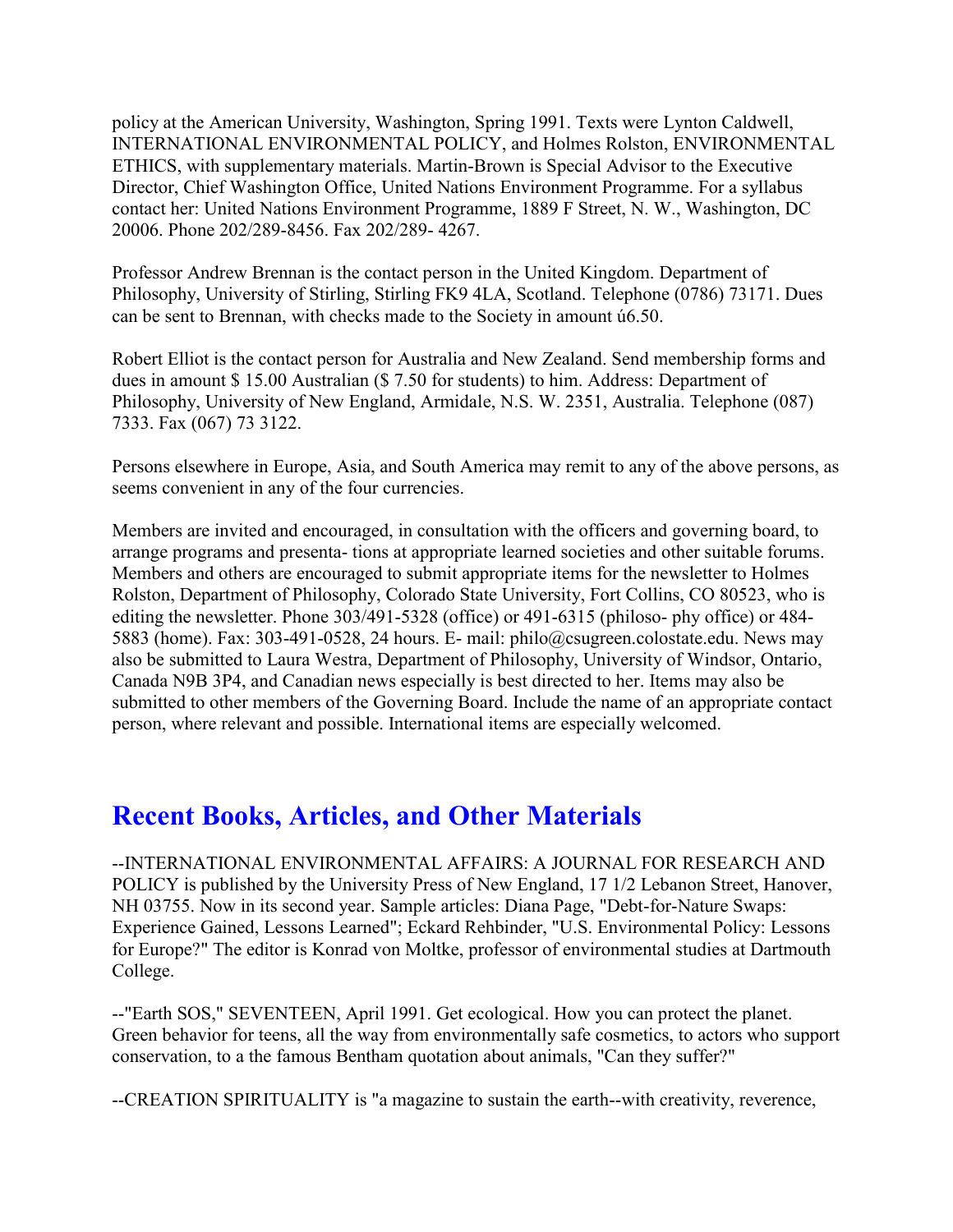policy at the American University, Washington, Spring 1991. Texts were Lynton Caldwell, INTERNATIONAL ENVIRONMENTAL POLICY, and Holmes Rolston, ENVIRONMENTAL ETHICS, with supplementary materials. Martin-Brown is Special Advisor to the Executive Director, Chief Washington Office, United Nations Environment Programme. For a syllabus contact her: United Nations Environment Programme, 1889 F Street, N. W., Washington, DC 20006. Phone 202/289-8456. Fax 202/289- 4267.

Professor Andrew Brennan is the contact person in the United Kingdom. Department of Philosophy, University of Stirling, Stirling FK9 4LA, Scotland. Telephone (0786) 73171. Dues can be sent to Brennan, with checks made to the Society in amount ú6.50.

Robert Elliot is the contact person for Australia and New Zealand. Send membership forms and dues in amount $ 15.00 Australian ($ 7.50 for students) to him. Address: Department of Philosophy, University of New England, Armidale, N.S. W. 2351, Australia. Telephone (087) 7333. Fax (067) 73 3122.

Persons elsewhere in Europe, Asia, and South America may remit to any of the above persons, as seems convenient in any of the four currencies.

Members are invited and encouraged, in consultation with the officers and governing board, to arrange programs and presenta- tions at appropriate learned societies and other suitable forums. Members and others are encouraged to submit appropriate items for the newsletter to Holmes Rolston, Department of Philosophy, Colorado State University, Fort Collins, CO 80523, who is editing the newsletter. Phone 303/491-5328 (office) or 491-6315 (philoso- phy office) or 484-5883 (home). Fax: 303-491-0528, 24 hours. E- mail: philo@csugreen.colostate.edu. News may also be submitted to Laura Westra, Department of Philosophy, University of Windsor, Ontario, Canada N9B 3P4, and Canadian news especially is best directed to her. Items may also be submitted to other members of the Governing Board. Include the name of an appropriate contact person, where relevant and possible. International items are especially welcomed.

## Recent Books, Articles, and Other Materials

--INTERNATIONAL ENVIRONMENTAL AFFAIRS: A JOURNAL FOR RESEARCH AND POLICY is published by the University Press of New England, 17 1/2 Lebanon Street, Hanover, NH 03755. Now in its second year. Sample articles: Diana Page, "Debt-for-Nature Swaps: Experience Gained, Lessons Learned"; Eckard Rehbinder, "U.S. Environmental Policy: Lessons for Europe?" The editor is Konrad von Moltke, professor of environmental studies at Dartmouth College.

--"Earth SOS," SEVENTEEN, April 1991. Get ecological. How you can protect the planet. Green behavior for teens, all the way from environmentally safe cosmetics, to actors who support conservation, to a the famous Bentham quotation about animals, "Can they suffer?"

--CREATION SPIRITUALITY is "a magazine to sustain the earth--with creativity, reverence,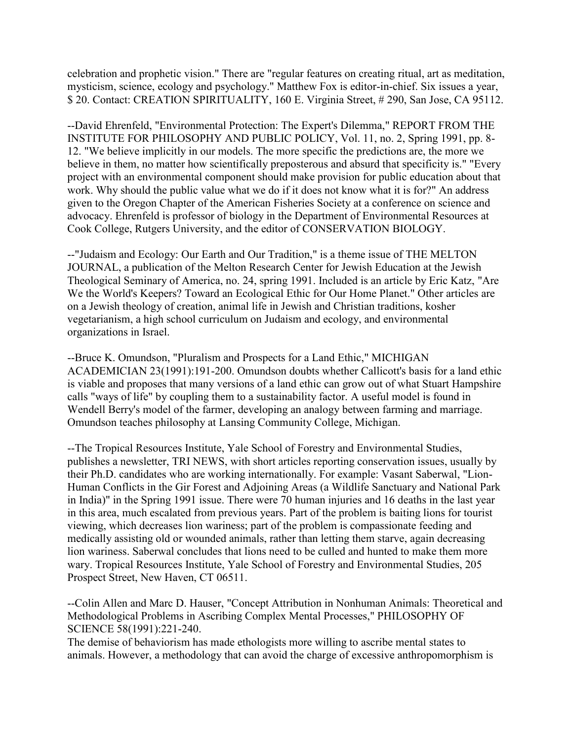celebration and prophetic vision." There are "regular features on creating ritual, art as meditation, mysticism, science, ecology and psychology." Matthew Fox is editor-in-chief. Six issues a year, $ 20. Contact: CREATION SPIRITUALITY, 160 E. Virginia Street, # 290, San Jose, CA 95112.

--David Ehrenfeld, "Environmental Protection: The Expert's Dilemma," REPORT FROM THE INSTITUTE FOR PHILOSOPHY AND PUBLIC POLICY, Vol. 11, no. 2, Spring 1991, pp. 8-12. "We believe implicitly in our models. The more specific the predictions are, the more we believe in them, no matter how scientifically preposterous and absurd that specificity is." "Every project with an environmental component should make provision for public education about that work. Why should the public value what we do if it does not know what it is for?" An address given to the Oregon Chapter of the American Fisheries Society at a conference on science and advocacy. Ehrenfeld is professor of biology in the Department of Environmental Resources at Cook College, Rutgers University, and the editor of CONSERVATION BIOLOGY.

--"Judaism and Ecology: Our Earth and Our Tradition," is a theme issue of THE MELTON JOURNAL, a publication of the Melton Research Center for Jewish Education at the Jewish Theological Seminary of America, no. 24, spring 1991. Included is an article by Eric Katz, "Are We the World's Keepers? Toward an Ecological Ethic for Our Home Planet." Other articles are on a Jewish theology of creation, animal life in Jewish and Christian traditions, kosher vegetarianism, a high school curriculum on Judaism and ecology, and environmental organizations in Israel.

--Bruce K. Omundson, "Pluralism and Prospects for a Land Ethic," MICHIGAN ACADEMICIAN 23(1991):191-200. Omundson doubts whether Callicott's basis for a land ethic is viable and proposes that many versions of a land ethic can grow out of what Stuart Hampshire calls "ways of life" by coupling them to a sustainability factor. A useful model is found in Wendell Berry's model of the farmer, developing an analogy between farming and marriage. Omundson teaches philosophy at Lansing Community College, Michigan.

--The Tropical Resources Institute, Yale School of Forestry and Environmental Studies, publishes a newsletter, TRI NEWS, with short articles reporting conservation issues, usually by their Ph.D. candidates who are working internationally. For example: Vasant Saberwal, "Lion-Human Conflicts in the Gir Forest and Adjoining Areas (a Wildlife Sanctuary and National Park in India)" in the Spring 1991 issue. There were 70 human injuries and 16 deaths in the last year in this area, much escalated from previous years. Part of the problem is baiting lions for tourist viewing, which decreases lion wariness; part of the problem is compassionate feeding and medically assisting old or wounded animals, rather than letting them starve, again decreasing lion wariness. Saberwal concludes that lions need to be culled and hunted to make them more wary. Tropical Resources Institute, Yale School of Forestry and Environmental Studies, 205 Prospect Street, New Haven, CT 06511.

--Colin Allen and Marc D. Hauser, "Concept Attribution in Nonhuman Animals: Theoretical and Methodological Problems in Ascribing Complex Mental Processes," PHILOSOPHY OF SCIENCE 58(1991):221-240.
The demise of behaviorism has made ethologists more willing to ascribe mental states to animals. However, a methodology that can avoid the charge of excessive anthropomorphism is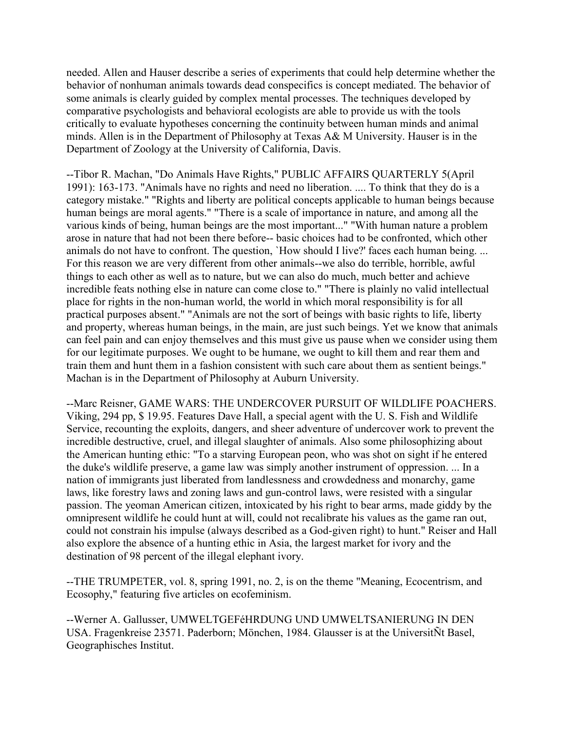needed. Allen and Hauser describe a series of experiments that could help determine whether the behavior of nonhuman animals towards dead conspecifics is concept mediated. The behavior of some animals is clearly guided by complex mental processes. The techniques developed by comparative psychologists and behavioral ecologists are able to provide us with the tools critically to evaluate hypotheses concerning the continuity between human minds and animal minds. Allen is in the Department of Philosophy at Texas A& M University. Hauser is in the Department of Zoology at the University of California, Davis.

--Tibor R. Machan, "Do Animals Have Rights," PUBLIC AFFAIRS QUARTERLY 5(April 1991): 163-173. "Animals have no rights and need no liberation. .... To think that they do is a category mistake." "Rights and liberty are political concepts applicable to human beings because human beings are moral agents." "There is a scale of importance in nature, and among all the various kinds of being, human beings are the most important..." "With human nature a problem arose in nature that had not been there before-- basic choices had to be confronted, which other animals do not have to confront. The question, `How should I live?' faces each human being. ... For this reason we are very different from other animals--we also do terrible, horrible, awful things to each other as well as to nature, but we can also do much, much better and achieve incredible feats nothing else in nature can come close to." "There is plainly no valid intellectual place for rights in the non-human world, the world in which moral responsibility is for all practical purposes absent." "Animals are not the sort of beings with basic rights to life, liberty and property, whereas human beings, in the main, are just such beings. Yet we know that animals can feel pain and can enjoy themselves and this must give us pause when we consider using them for our legitimate purposes. We ought to be humane, we ought to kill them and rear them and train them and hunt them in a fashion consistent with such care about them as sentient beings." Machan is in the Department of Philosophy at Auburn University.

--Marc Reisner, GAME WARS: THE UNDERCOVER PURSUIT OF WILDLIFE POACHERS. Viking, 294 pp, $ 19.95. Features Dave Hall, a special agent with the U. S. Fish and Wildlife Service, recounting the exploits, dangers, and sheer adventure of undercover work to prevent the incredible destructive, cruel, and illegal slaughter of animals. Also some philosophizing about the American hunting ethic: "To a starving European peon, who was shot on sight if he entered the duke's wildlife preserve, a game law was simply another instrument of oppression. ... In a nation of immigrants just liberated from landlessness and crowdedness and monarchy, game laws, like forestry laws and zoning laws and gun-control laws, were resisted with a singular passion. The yeoman American citizen, intoxicated by his right to bear arms, made giddy by the omnipresent wildlife he could hunt at will, could not recalibrate his values as the game ran out, could not constrain his impulse (always described as a God-given right) to hunt." Reiser and Hall also explore the absence of a hunting ethic in Asia, the largest market for ivory and the destination of 98 percent of the illegal elephant ivory.

--THE TRUMPETER, vol. 8, spring 1991, no. 2, is on the theme "Meaning, Ecocentrism, and Ecosophy," featuring five articles on ecofeminism.

--Werner A. Gallusser, UMWELTGEFéHRDUNG UND UMWELTSANIERUNG IN DEN USA. Fragenkreise 23571. Paderborn; Mönchen, 1984. Glausser is at the UniversitÑt Basel, Geographisches Institut.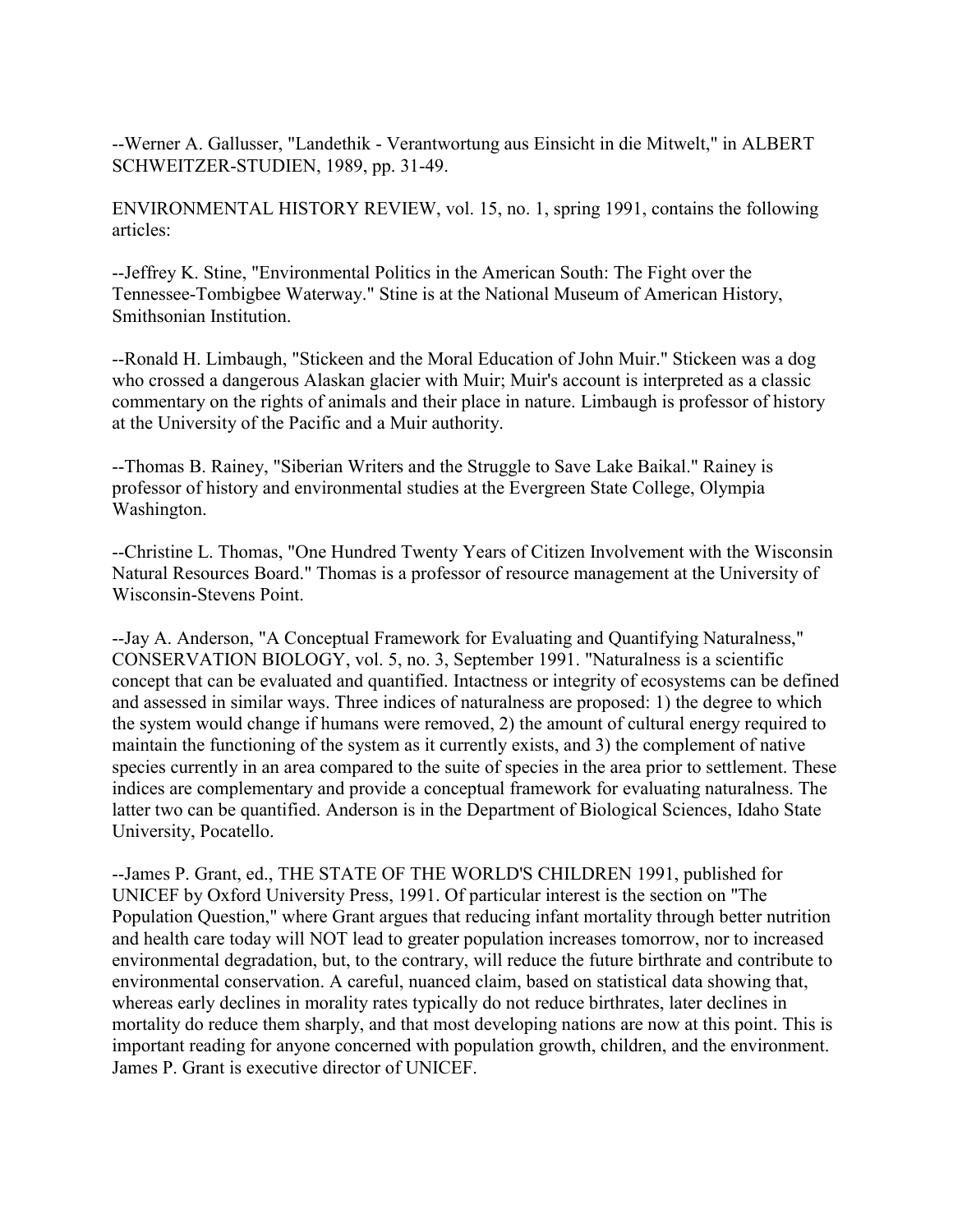--Werner A. Gallusser, "Landethik - Verantwortung aus Einsicht in die Mitwelt," in ALBERT SCHWEITZER-STUDIEN, 1989, pp. 31-49.

ENVIRONMENTAL HISTORY REVIEW, vol. 15, no. 1, spring 1991, contains the following articles:

--Jeffrey K. Stine, "Environmental Politics in the American South: The Fight over the Tennessee-Tombigbee Waterway." Stine is at the National Museum of American History, Smithsonian Institution.

--Ronald H. Limbaugh, "Stickeen and the Moral Education of John Muir." Stickeen was a dog who crossed a dangerous Alaskan glacier with Muir; Muir's account is interpreted as a classic commentary on the rights of animals and their place in nature. Limbaugh is professor of history at the University of the Pacific and a Muir authority.

--Thomas B. Rainey, "Siberian Writers and the Struggle to Save Lake Baikal." Rainey is professor of history and environmental studies at the Evergreen State College, Olympia Washington.

--Christine L. Thomas, "One Hundred Twenty Years of Citizen Involvement with the Wisconsin Natural Resources Board." Thomas is a professor of resource management at the University of Wisconsin-Stevens Point.

--Jay A. Anderson, "A Conceptual Framework for Evaluating and Quantifying Naturalness," CONSERVATION BIOLOGY, vol. 5, no. 3, September 1991. "Naturalness is a scientific concept that can be evaluated and quantified. Intactness or integrity of ecosystems can be defined and assessed in similar ways. Three indices of naturalness are proposed: 1) the degree to which the system would change if humans were removed, 2) the amount of cultural energy required to maintain the functioning of the system as it currently exists, and 3) the complement of native species currently in an area compared to the suite of species in the area prior to settlement. These indices are complementary and provide a conceptual framework for evaluating naturalness. The latter two can be quantified. Anderson is in the Department of Biological Sciences, Idaho State University, Pocatello.

--James P. Grant, ed., THE STATE OF THE WORLD'S CHILDREN 1991, published for UNICEF by Oxford University Press, 1991. Of particular interest is the section on "The Population Question," where Grant argues that reducing infant mortality through better nutrition and health care today will NOT lead to greater population increases tomorrow, nor to increased environmental degradation, but, to the contrary, will reduce the future birthrate and contribute to environmental conservation. A careful, nuanced claim, based on statistical data showing that, whereas early declines in morality rates typically do not reduce birthrates, later declines in mortality do reduce them sharply, and that most developing nations are now at this point. This is important reading for anyone concerned with population growth, children, and the environment. James P. Grant is executive director of UNICEF.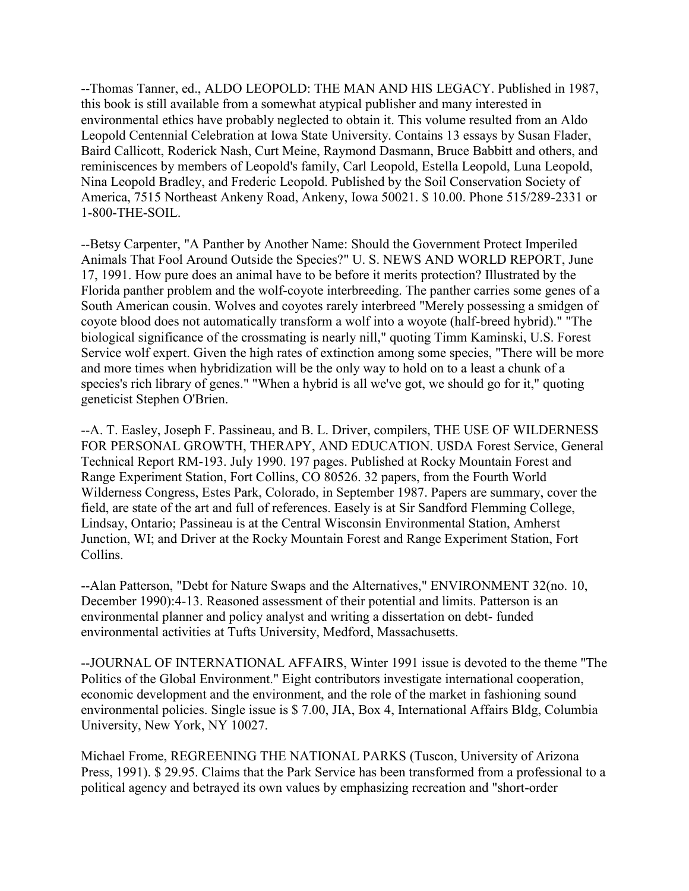--Thomas Tanner, ed., ALDO LEOPOLD: THE MAN AND HIS LEGACY. Published in 1987, this book is still available from a somewhat atypical publisher and many interested in environmental ethics have probably neglected to obtain it. This volume resulted from an Aldo Leopold Centennial Celebration at Iowa State University. Contains 13 essays by Susan Flader, Baird Callicott, Roderick Nash, Curt Meine, Raymond Dasmann, Bruce Babbitt and others, and reminiscences by members of Leopold's family, Carl Leopold, Estella Leopold, Luna Leopold, Nina Leopold Bradley, and Frederic Leopold. Published by the Soil Conservation Society of America, 7515 Northeast Ankeny Road, Ankeny, Iowa 50021. $ 10.00. Phone 515/289-2331 or 1-800-THE-SOIL.

--Betsy Carpenter, "A Panther by Another Name: Should the Government Protect Imperiled Animals That Fool Around Outside the Species?" U. S. NEWS AND WORLD REPORT, June 17, 1991. How pure does an animal have to be before it merits protection? Illustrated by the Florida panther problem and the wolf-coyote interbreeding. The panther carries some genes of a South American cousin. Wolves and coyotes rarely interbreed "Merely possessing a smidgen of coyote blood does not automatically transform a wolf into a woyote (half-breed hybrid)." "The biological significance of the crossmating is nearly nill," quoting Timm Kaminski, U.S. Forest Service wolf expert. Given the high rates of extinction among some species, "There will be more and more times when hybridization will be the only way to hold on to a least a chunk of a species's rich library of genes." "When a hybrid is all we've got, we should go for it," quoting geneticist Stephen O'Brien.

--A. T. Easley, Joseph F. Passineau, and B. L. Driver, compilers, THE USE OF WILDERNESS FOR PERSONAL GROWTH, THERAPY, AND EDUCATION. USDA Forest Service, General Technical Report RM-193. July 1990. 197 pages. Published at Rocky Mountain Forest and Range Experiment Station, Fort Collins, CO 80526. 32 papers, from the Fourth World Wilderness Congress, Estes Park, Colorado, in September 1987. Papers are summary, cover the field, are state of the art and full of references. Easely is at Sir Sandford Flemming College, Lindsay, Ontario; Passineau is at the Central Wisconsin Environmental Station, Amherst Junction, WI; and Driver at the Rocky Mountain Forest and Range Experiment Station, Fort Collins.

--Alan Patterson, "Debt for Nature Swaps and the Alternatives," ENVIRONMENT 32(no. 10, December 1990):4-13. Reasoned assessment of their potential and limits. Patterson is an environmental planner and policy analyst and writing a dissertation on debt- funded environmental activities at Tufts University, Medford, Massachusetts.

--JOURNAL OF INTERNATIONAL AFFAIRS, Winter 1991 issue is devoted to the theme "The Politics of the Global Environment." Eight contributors investigate international cooperation, economic development and the environment, and the role of the market in fashioning sound environmental policies. Single issue is $ 7.00, JIA, Box 4, International Affairs Bldg, Columbia University, New York, NY 10027.

Michael Frome, REGREENING THE NATIONAL PARKS (Tuscon, University of Arizona Press, 1991). $ 29.95. Claims that the Park Service has been transformed from a professional to a political agency and betrayed its own values by emphasizing recreation and "short-order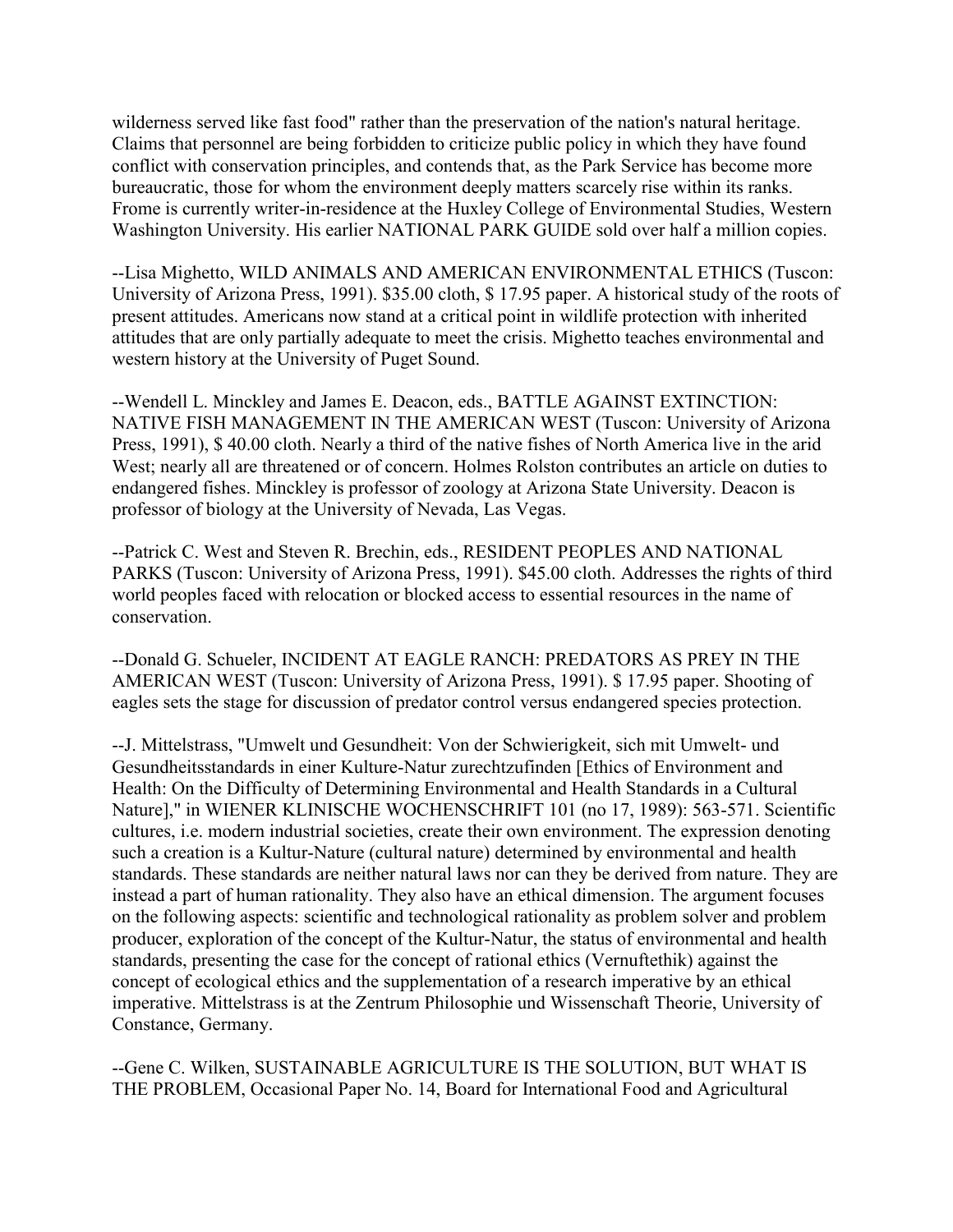wilderness served like fast food" rather than the preservation of the nation's natural heritage. Claims that personnel are being forbidden to criticize public policy in which they have found conflict with conservation principles, and contends that, as the Park Service has become more bureaucratic, those for whom the environment deeply matters scarcely rise within its ranks. Frome is currently writer-in-residence at the Huxley College of Environmental Studies, Western Washington University. His earlier NATIONAL PARK GUIDE sold over half a million copies.

--Lisa Mighetto, WILD ANIMALS AND AMERICAN ENVIRONMENTAL ETHICS (Tuscon: University of Arizona Press, 1991). $35.00 cloth, $ 17.95 paper. A historical study of the roots of present attitudes. Americans now stand at a critical point in wildlife protection with inherited attitudes that are only partially adequate to meet the crisis. Mighetto teaches environmental and western history at the University of Puget Sound.

--Wendell L. Minckley and James E. Deacon, eds., BATTLE AGAINST EXTINCTION: NATIVE FISH MANAGEMENT IN THE AMERICAN WEST (Tuscon: University of Arizona Press, 1991), $ 40.00 cloth. Nearly a third of the native fishes of North America live in the arid West; nearly all are threatened or of concern. Holmes Rolston contributes an article on duties to endangered fishes. Minckley is professor of zoology at Arizona State University. Deacon is professor of biology at the University of Nevada, Las Vegas.

--Patrick C. West and Steven R. Brechin, eds., RESIDENT PEOPLES AND NATIONAL PARKS (Tuscon: University of Arizona Press, 1991). $45.00 cloth. Addresses the rights of third world peoples faced with relocation or blocked access to essential resources in the name of conservation.

--Donald G. Schueler, INCIDENT AT EAGLE RANCH: PREDATORS AS PREY IN THE AMERICAN WEST (Tuscon: University of Arizona Press, 1991). $ 17.95 paper. Shooting of eagles sets the stage for discussion of predator control versus endangered species protection.

--J. Mittelstrass, "Umwelt und Gesundheit: Von der Schwierigkeit, sich mit Umwelt- und Gesundheitsstandards in einer Kulture-Natur zurechtzufinden [Ethics of Environment and Health: On the Difficulty of Determining Environmental and Health Standards in a Cultural Nature]," in WIENER KLINISCHE WOCHENSCHRIFT 101 (no 17, 1989): 563-571. Scientific cultures, i.e. modern industrial societies, create their own environment. The expression denoting such a creation is a Kultur-Nature (cultural nature) determined by environmental and health standards. These standards are neither natural laws nor can they be derived from nature. They are instead a part of human rationality. They also have an ethical dimension. The argument focuses on the following aspects: scientific and technological rationality as problem solver and problem producer, exploration of the concept of the Kultur-Natur, the status of environmental and health standards, presenting the case for the concept of rational ethics (Vernuftethik) against the concept of ecological ethics and the supplementation of a research imperative by an ethical imperative. Mittelstrass is at the Zentrum Philosophie und Wissenschaft Theorie, University of Constance, Germany.

--Gene C. Wilken, SUSTAINABLE AGRICULTURE IS THE SOLUTION, BUT WHAT IS THE PROBLEM, Occasional Paper No. 14, Board for International Food and Agricultural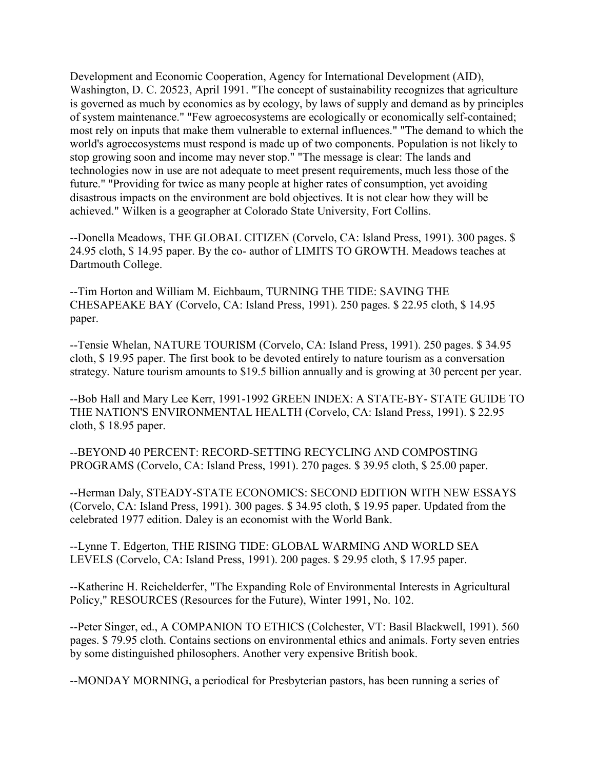Development and Economic Cooperation, Agency for International Development (AID), Washington, D. C. 20523, April 1991. "The concept of sustainability recognizes that agriculture is governed as much by economics as by ecology, by laws of supply and demand as by principles of system maintenance." "Few agroecosystems are ecologically or economically self-contained; most rely on inputs that make them vulnerable to external influences." "The demand to which the world's agroecosystems must respond is made up of two components. Population is not likely to stop growing soon and income may never stop." "The message is clear: The lands and technologies now in use are not adequate to meet present requirements, much less those of the future." "Providing for twice as many people at higher rates of consumption, yet avoiding disastrous impacts on the environment are bold objectives. It is not clear how they will be achieved." Wilken is a geographer at Colorado State University, Fort Collins.

--Donella Meadows, THE GLOBAL CITIZEN (Corvelo, CA: Island Press, 1991). 300 pages. $ 24.95 cloth, $ 14.95 paper. By the co- author of LIMITS TO GROWTH. Meadows teaches at Dartmouth College.

--Tim Horton and William M. Eichbaum, TURNING THE TIDE: SAVING THE CHESAPEAKE BAY (Corvelo, CA: Island Press, 1991). 250 pages. $ 22.95 cloth, $ 14.95 paper.

--Tensie Whelan, NATURE TOURISM (Corvelo, CA: Island Press, 1991). 250 pages. $ 34.95 cloth, $ 19.95 paper. The first book to be devoted entirely to nature tourism as a conversation strategy. Nature tourism amounts to $19.5 billion annually and is growing at 30 percent per year.

--Bob Hall and Mary Lee Kerr, 1991-1992 GREEN INDEX: A STATE-BY- STATE GUIDE TO THE NATION'S ENVIRONMENTAL HEALTH (Corvelo, CA: Island Press, 1991). $ 22.95 cloth, $ 18.95 paper.

--BEYOND 40 PERCENT: RECORD-SETTING RECYCLING AND COMPOSTING PROGRAMS (Corvelo, CA: Island Press, 1991). 270 pages. $ 39.95 cloth, $ 25.00 paper.

--Herman Daly, STEADY-STATE ECONOMICS: SECOND EDITION WITH NEW ESSAYS (Corvelo, CA: Island Press, 1991). 300 pages. $ 34.95 cloth, $ 19.95 paper. Updated from the celebrated 1977 edition. Daley is an economist with the World Bank.

--Lynne T. Edgerton, THE RISING TIDE: GLOBAL WARMING AND WORLD SEA LEVELS (Corvelo, CA: Island Press, 1991). 200 pages. $ 29.95 cloth, $ 17.95 paper.

--Katherine H. Reichelderfer, "The Expanding Role of Environmental Interests in Agricultural Policy," RESOURCES (Resources for the Future), Winter 1991, No. 102.

--Peter Singer, ed., A COMPANION TO ETHICS (Colchester, VT: Basil Blackwell, 1991). 560 pages. $ 79.95 cloth. Contains sections on environmental ethics and animals. Forty seven entries by some distinguished philosophers. Another very expensive British book.

--MONDAY MORNING, a periodical for Presbyterian pastors, has been running a series of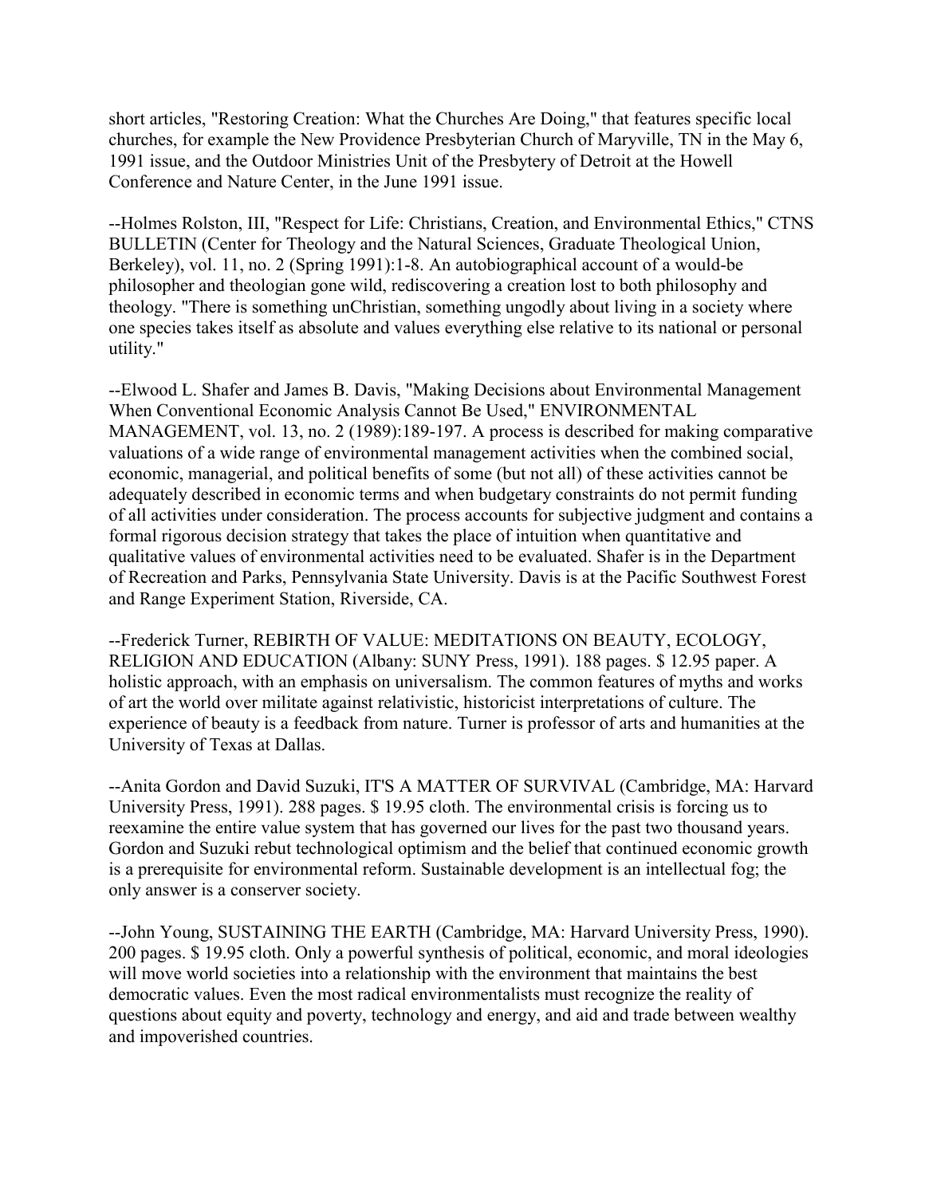short articles, "Restoring Creation: What the Churches Are Doing," that features specific local churches, for example the New Providence Presbyterian Church of Maryville, TN in the May 6, 1991 issue, and the Outdoor Ministries Unit of the Presbytery of Detroit at the Howell Conference and Nature Center, in the June 1991 issue.

--Holmes Rolston, III, "Respect for Life: Christians, Creation, and Environmental Ethics," CTNS BULLETIN (Center for Theology and the Natural Sciences, Graduate Theological Union, Berkeley), vol. 11, no. 2 (Spring 1991):1-8. An autobiographical account of a would-be philosopher and theologian gone wild, rediscovering a creation lost to both philosophy and theology. "There is something unChristian, something ungodly about living in a society where one species takes itself as absolute and values everything else relative to its national or personal utility."

--Elwood L. Shafer and James B. Davis, "Making Decisions about Environmental Management When Conventional Economic Analysis Cannot Be Used," ENVIRONMENTAL MANAGEMENT, vol. 13, no. 2 (1989):189-197. A process is described for making comparative valuations of a wide range of environmental management activities when the combined social, economic, managerial, and political benefits of some (but not all) of these activities cannot be adequately described in economic terms and when budgetary constraints do not permit funding of all activities under consideration. The process accounts for subjective judgment and contains a formal rigorous decision strategy that takes the place of intuition when quantitative and qualitative values of environmental activities need to be evaluated. Shafer is in the Department of Recreation and Parks, Pennsylvania State University. Davis is at the Pacific Southwest Forest and Range Experiment Station, Riverside, CA.

--Frederick Turner, REBIRTH OF VALUE: MEDITATIONS ON BEAUTY, ECOLOGY, RELIGION AND EDUCATION (Albany: SUNY Press, 1991). 188 pages. $ 12.95 paper. A holistic approach, with an emphasis on universalism. The common features of myths and works of art the world over militate against relativistic, historicist interpretations of culture. The experience of beauty is a feedback from nature. Turner is professor of arts and humanities at the University of Texas at Dallas.

--Anita Gordon and David Suzuki, IT'S A MATTER OF SURVIVAL (Cambridge, MA: Harvard University Press, 1991). 288 pages. $ 19.95 cloth. The environmental crisis is forcing us to reexamine the entire value system that has governed our lives for the past two thousand years. Gordon and Suzuki rebut technological optimism and the belief that continued economic growth is a prerequisite for environmental reform. Sustainable development is an intellectual fog; the only answer is a conserver society.

--John Young, SUSTAINING THE EARTH (Cambridge, MA: Harvard University Press, 1990). 200 pages. $ 19.95 cloth. Only a powerful synthesis of political, economic, and moral ideologies will move world societies into a relationship with the environment that maintains the best democratic values. Even the most radical environmentalists must recognize the reality of questions about equity and poverty, technology and energy, and aid and trade between wealthy and impoverished countries.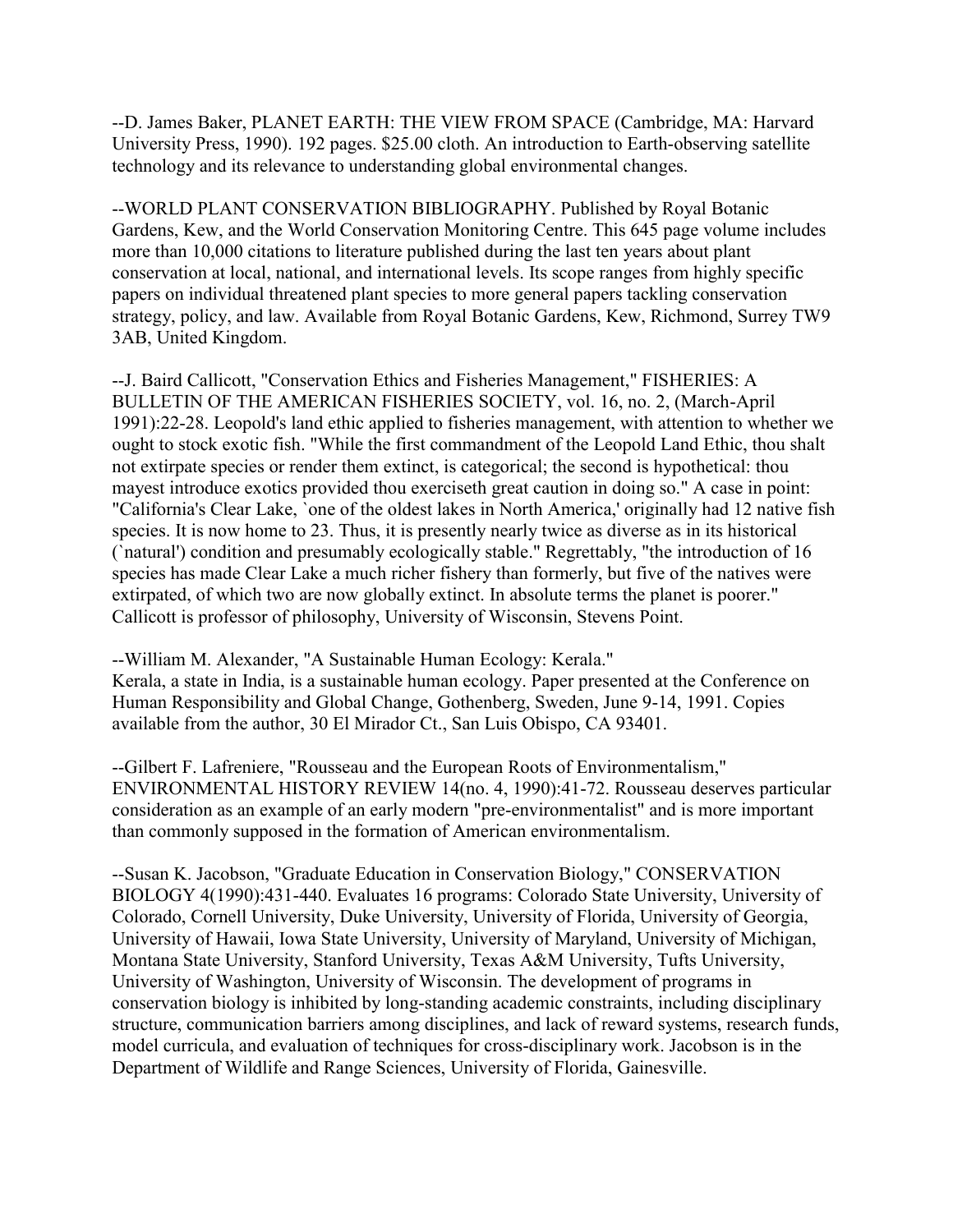--D. James Baker, PLANET EARTH: THE VIEW FROM SPACE (Cambridge, MA: Harvard University Press, 1990). 192 pages. $25.00 cloth. An introduction to Earth-observing satellite technology and its relevance to understanding global environmental changes.

--WORLD PLANT CONSERVATION BIBLIOGRAPHY. Published by Royal Botanic Gardens, Kew, and the World Conservation Monitoring Centre. This 645 page volume includes more than 10,000 citations to literature published during the last ten years about plant conservation at local, national, and international levels. Its scope ranges from highly specific papers on individual threatened plant species to more general papers tackling conservation strategy, policy, and law. Available from Royal Botanic Gardens, Kew, Richmond, Surrey TW9 3AB, United Kingdom.

--J. Baird Callicott, "Conservation Ethics and Fisheries Management," FISHERIES: A BULLETIN OF THE AMERICAN FISHERIES SOCIETY, vol. 16, no. 2, (March-April 1991):22-28. Leopold's land ethic applied to fisheries management, with attention to whether we ought to stock exotic fish. "While the first commandment of the Leopold Land Ethic, thou shalt not extirpate species or render them extinct, is categorical; the second is hypothetical: thou mayest introduce exotics provided thou exerciseth great caution in doing so." A case in point: "California's Clear Lake, `one of the oldest lakes in North America,' originally had 12 native fish species. It is now home to 23. Thus, it is presently nearly twice as diverse as in its historical (`natural') condition and presumably ecologically stable." Regrettably, "the introduction of 16 species has made Clear Lake a much richer fishery than formerly, but five of the natives were extirpated, of which two are now globally extinct. In absolute terms the planet is poorer." Callicott is professor of philosophy, University of Wisconsin, Stevens Point.

--William M. Alexander, "A Sustainable Human Ecology: Kerala."
Kerala, a state in India, is a sustainable human ecology. Paper presented at the Conference on Human Responsibility and Global Change, Gothenberg, Sweden, June 9-14, 1991. Copies available from the author, 30 El Mirador Ct., San Luis Obispo, CA 93401.

--Gilbert F. Lafreniere, "Rousseau and the European Roots of Environmentalism," ENVIRONMENTAL HISTORY REVIEW 14(no. 4, 1990):41-72. Rousseau deserves particular consideration as an example of an early modern "pre-environmentalist" and is more important than commonly supposed in the formation of American environmentalism.

--Susan K. Jacobson, "Graduate Education in Conservation Biology," CONSERVATION BIOLOGY 4(1990):431-440. Evaluates 16 programs: Colorado State University, University of Colorado, Cornell University, Duke University, University of Florida, University of Georgia, University of Hawaii, Iowa State University, University of Maryland, University of Michigan, Montana State University, Stanford University, Texas A&M University, Tufts University, University of Washington, University of Wisconsin. The development of programs in conservation biology is inhibited by long-standing academic constraints, including disciplinary structure, communication barriers among disciplines, and lack of reward systems, research funds, model curricula, and evaluation of techniques for cross-disciplinary work. Jacobson is in the Department of Wildlife and Range Sciences, University of Florida, Gainesville.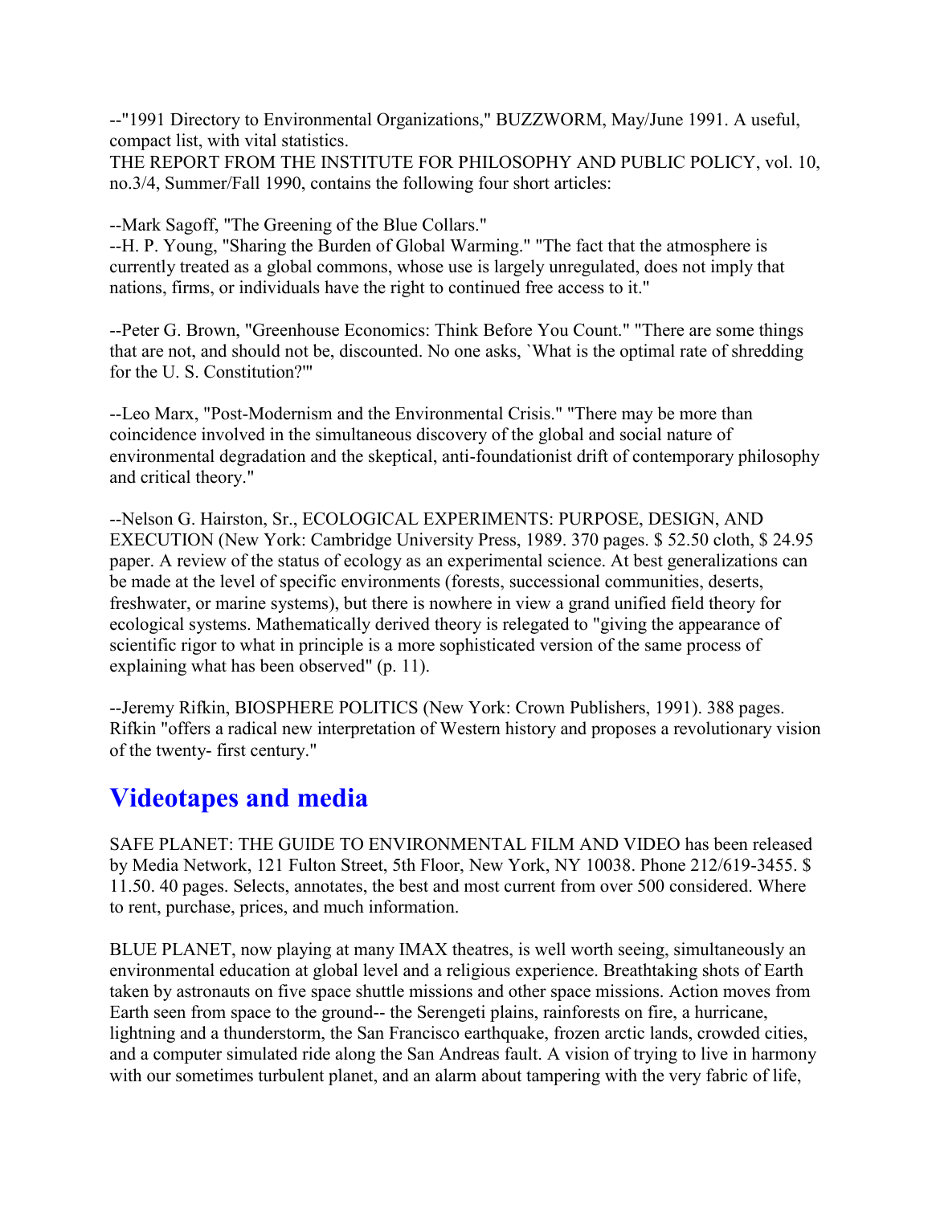--"1991 Directory to Environmental Organizations," BUZZWORM, May/June 1991. A useful, compact list, with vital statistics.

THE REPORT FROM THE INSTITUTE FOR PHILOSOPHY AND PUBLIC POLICY, vol. 10, no.3/4, Summer/Fall 1990, contains the following four short articles:

--Mark Sagoff, "The Greening of the Blue Collars."

--H. P. Young, "Sharing the Burden of Global Warming." "The fact that the atmosphere is currently treated as a global commons, whose use is largely unregulated, does not imply that nations, firms, or individuals have the right to continued free access to it."

--Peter G. Brown, "Greenhouse Economics: Think Before You Count." "There are some things that are not, and should not be, discounted. No one asks, `What is the optimal rate of shredding for the U. S. Constitution?'"

--Leo Marx, "Post-Modernism and the Environmental Crisis." "There may be more than coincidence involved in the simultaneous discovery of the global and social nature of environmental degradation and the skeptical, anti-foundationist drift of contemporary philosophy and critical theory."

--Nelson G. Hairston, Sr., ECOLOGICAL EXPERIMENTS: PURPOSE, DESIGN, AND EXECUTION (New York: Cambridge University Press, 1989. 370 pages. $ 52.50 cloth, $ 24.95 paper. A review of the status of ecology as an experimental science. At best generalizations can be made at the level of specific environments (forests, successional communities, deserts, freshwater, or marine systems), but there is nowhere in view a grand unified field theory for ecological systems. Mathematically derived theory is relegated to "giving the appearance of scientific rigor to what in principle is a more sophisticated version of the same process of explaining what has been observed" (p. 11).

--Jeremy Rifkin, BIOSPHERE POLITICS (New York: Crown Publishers, 1991). 388 pages. Rifkin "offers a radical new interpretation of Western history and proposes a revolutionary vision of the twenty- first century."

## Videotapes and media

SAFE PLANET: THE GUIDE TO ENVIRONMENTAL FILM AND VIDEO has been released by Media Network, 121 Fulton Street, 5th Floor, New York, NY 10038. Phone 212/619-3455. $ 11.50. 40 pages. Selects, annotates, the best and most current from over 500 considered. Where to rent, purchase, prices, and much information.

BLUE PLANET, now playing at many IMAX theatres, is well worth seeing, simultaneously an environmental education at global level and a religious experience. Breathtaking shots of Earth taken by astronauts on five space shuttle missions and other space missions. Action moves from Earth seen from space to the ground-- the Serengeti plains, rainforests on fire, a hurricane, lightning and a thunderstorm, the San Francisco earthquake, frozen arctic lands, crowded cities, and a computer simulated ride along the San Andreas fault. A vision of trying to live in harmony with our sometimes turbulent planet, and an alarm about tampering with the very fabric of life,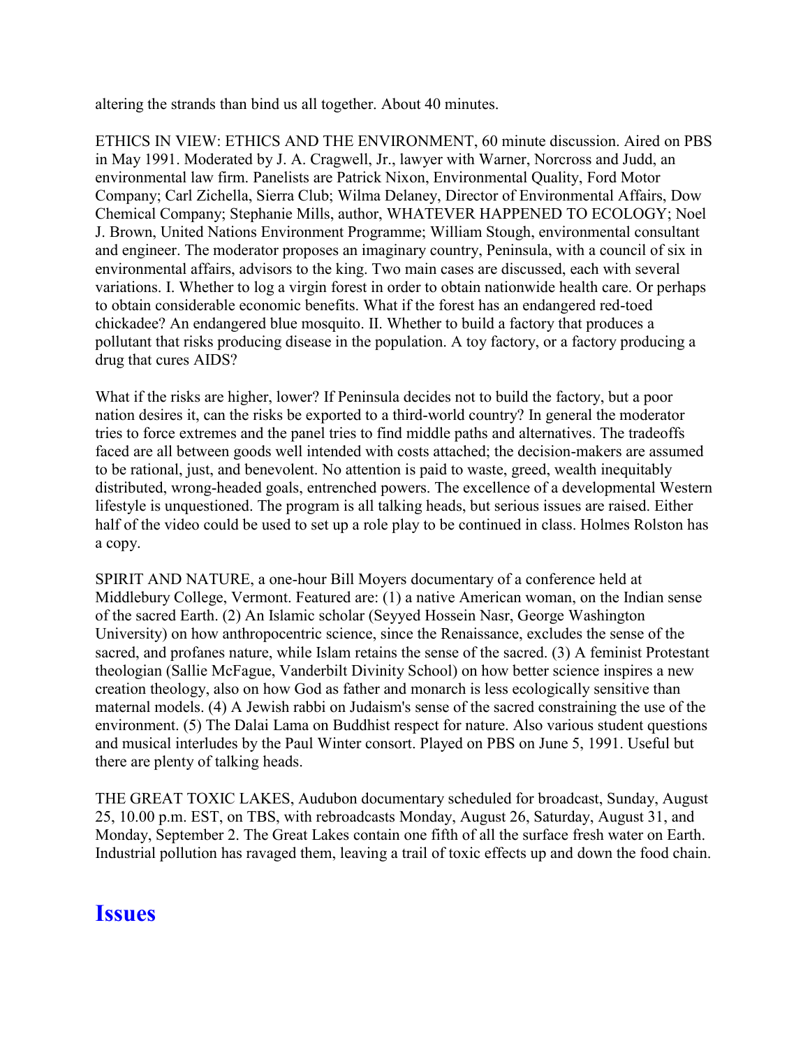altering the strands than bind us all together. About 40 minutes.

ETHICS IN VIEW: ETHICS AND THE ENVIRONMENT, 60 minute discussion. Aired on PBS in May 1991. Moderated by J. A. Cragwell, Jr., lawyer with Warner, Norcross and Judd, an environmental law firm. Panelists are Patrick Nixon, Environmental Quality, Ford Motor Company; Carl Zichella, Sierra Club; Wilma Delaney, Director of Environmental Affairs, Dow Chemical Company; Stephanie Mills, author, WHATEVER HAPPENED TO ECOLOGY; Noel J. Brown, United Nations Environment Programme; William Stough, environmental consultant and engineer. The moderator proposes an imaginary country, Peninsula, with a council of six in environmental affairs, advisors to the king. Two main cases are discussed, each with several variations. I. Whether to log a virgin forest in order to obtain nationwide health care. Or perhaps to obtain considerable economic benefits. What if the forest has an endangered red-toed chickadee? An endangered blue mosquito. II. Whether to build a factory that produces a pollutant that risks producing disease in the population. A toy factory, or a factory producing a drug that cures AIDS?

What if the risks are higher, lower? If Peninsula decides not to build the factory, but a poor nation desires it, can the risks be exported to a third-world country? In general the moderator tries to force extremes and the panel tries to find middle paths and alternatives. The tradeoffs faced are all between goods well intended with costs attached; the decision-makers are assumed to be rational, just, and benevolent. No attention is paid to waste, greed, wealth inequitably distributed, wrong-headed goals, entrenched powers. The excellence of a developmental Western lifestyle is unquestioned. The program is all talking heads, but serious issues are raised. Either half of the video could be used to set up a role play to be continued in class. Holmes Rolston has a copy.

SPIRIT AND NATURE, a one-hour Bill Moyers documentary of a conference held at Middlebury College, Vermont. Featured are: (1) a native American woman, on the Indian sense of the sacred Earth. (2) An Islamic scholar (Seyyed Hossein Nasr, George Washington University) on how anthropocentric science, since the Renaissance, excludes the sense of the sacred, and profanes nature, while Islam retains the sense of the sacred. (3) A feminist Protestant theologian (Sallie McFague, Vanderbilt Divinity School) on how better science inspires a new creation theology, also on how God as father and monarch is less ecologically sensitive than maternal models. (4) A Jewish rabbi on Judaism's sense of the sacred constraining the use of the environment. (5) The Dalai Lama on Buddhist respect for nature. Also various student questions and musical interludes by the Paul Winter consort. Played on PBS on June 5, 1991. Useful but there are plenty of talking heads.

THE GREAT TOXIC LAKES, Audubon documentary scheduled for broadcast, Sunday, August 25, 10.00 p.m. EST, on TBS, with rebroadcasts Monday, August 26, Saturday, August 31, and Monday, September 2. The Great Lakes contain one fifth of all the surface fresh water on Earth. Industrial pollution has ravaged them, leaving a trail of toxic effects up and down the food chain.

# Issues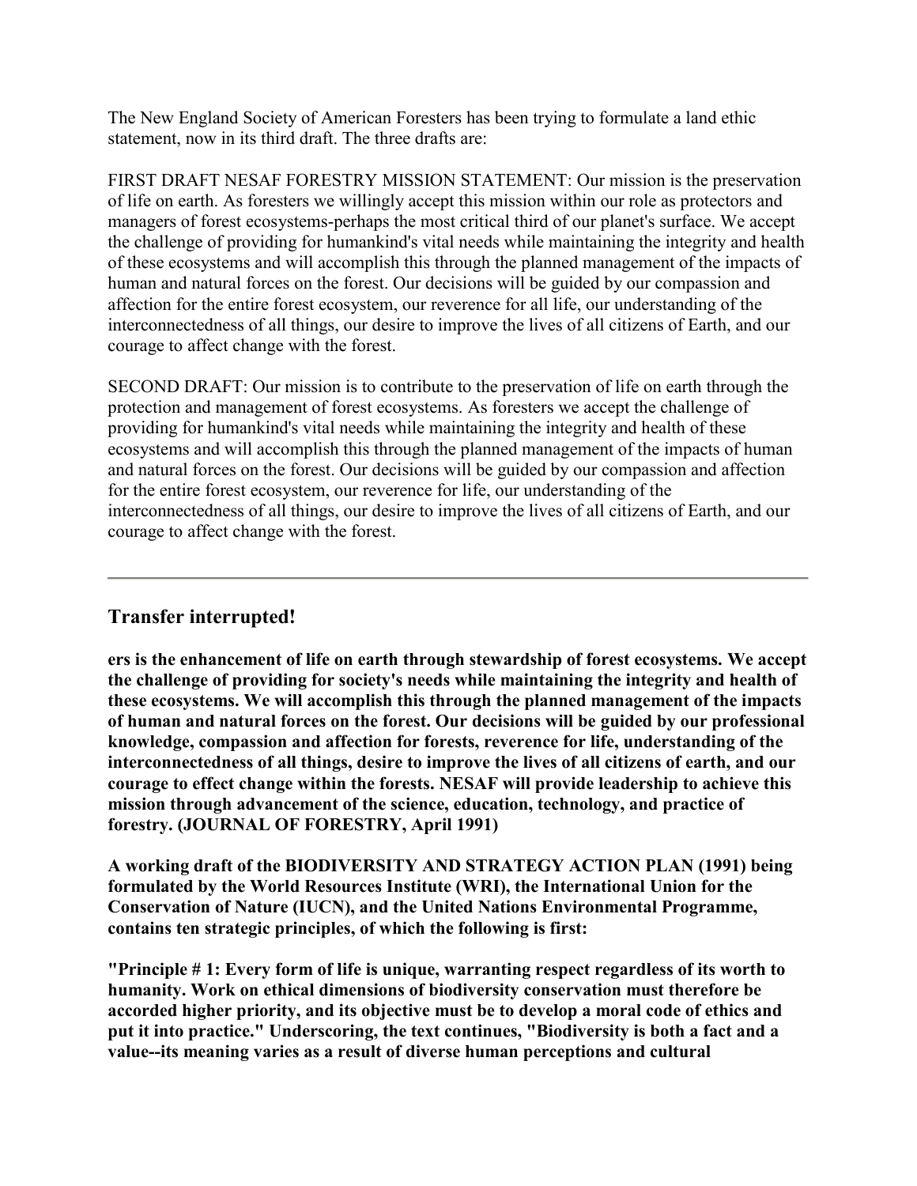The New England Society of American Foresters has been trying to formulate a land ethic statement, now in its third draft. The three drafts are:

FIRST DRAFT NESAF FORESTRY MISSION STATEMENT: Our mission is the preservation of life on earth. As foresters we willingly accept this mission within our role as protectors and managers of forest ecosystems-perhaps the most critical third of our planet's surface. We accept the challenge of providing for humankind's vital needs while maintaining the integrity and health of these ecosystems and will accomplish this through the planned management of the impacts of human and natural forces on the forest. Our decisions will be guided by our compassion and affection for the entire forest ecosystem, our reverence for all life, our understanding of the interconnectedness of all things, our desire to improve the lives of all citizens of Earth, and our courage to affect change with the forest.

SECOND DRAFT: Our mission is to contribute to the preservation of life on earth through the protection and management of forest ecosystems. As foresters we accept the challenge of providing for humankind's vital needs while maintaining the integrity and health of these ecosystems and will accomplish this through the planned management of the impacts of human and natural forces on the forest. Our decisions will be guided by our compassion and affection for the entire forest ecosystem, our reverence for life, our understanding of the interconnectedness of all things, our desire to improve the lives of all citizens of Earth, and our courage to affect change with the forest.

---

## Transfer interrupted!

**ers is the enhancement of life on earth through stewardship of forest ecosystems. We accept the challenge of providing for society's needs while maintaining the integrity and health of these ecosystems. We will accomplish this through the planned management of the impacts of human and natural forces on the forest. Our decisions will be guided by our professional knowledge, compassion and affection for forests, reverence for life, understanding of the interconnectedness of all things, desire to improve the lives of all citizens of earth, and our courage to effect change within the forests. NESAF will provide leadership to achieve this mission through advancement of the science, education, technology, and practice of forestry. (JOURNAL OF FORESTRY, April 1991)**

**A working draft of the BIODIVERSITY AND STRATEGY ACTION PLAN (1991) being formulated by the World Resources Institute (WRI), the International Union for the Conservation of Nature (IUCN), and the United Nations Environmental Programme, contains ten strategic principles, of which the following is first:**

**"Principle # 1: Every form of life is unique, warranting respect regardless of its worth to humanity. Work on ethical dimensions of biodiversity conservation must therefore be accorded higher priority, and its objective must be to develop a moral code of ethics and put it into practice." Underscoring, the text continues, "Biodiversity is both a fact and a value--its meaning varies as a result of diverse human perceptions and cultural**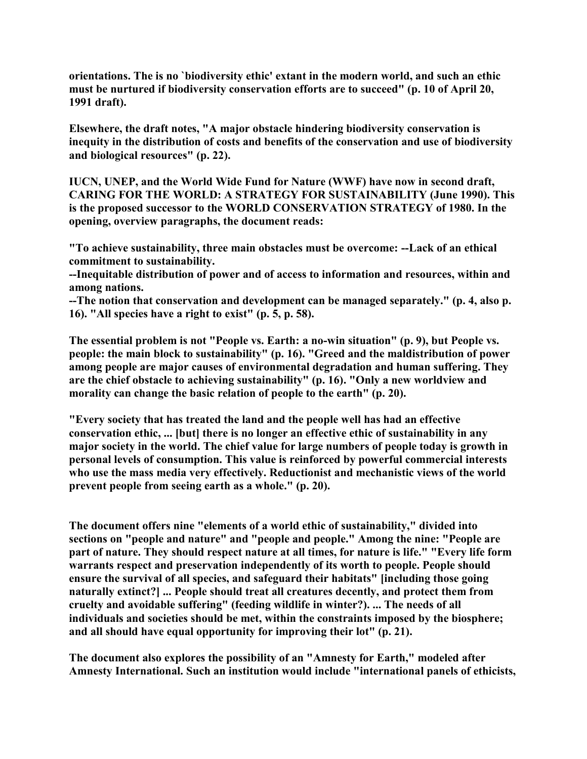orientations. The is no `biodiversity ethic' extant in the modern world, and such an ethic must be nurtured if biodiversity conservation efforts are to succeed" (p. 10 of April 20, 1991 draft).

Elsewhere, the draft notes, "A major obstacle hindering biodiversity conservation is inequity in the distribution of costs and benefits of the conservation and use of biodiversity and biological resources" (p. 22).

IUCN, UNEP, and the World Wide Fund for Nature (WWF) have now in second draft, CARING FOR THE WORLD: A STRATEGY FOR SUSTAINABILITY (June 1990). This is the proposed successor to the WORLD CONSERVATION STRATEGY of 1980. In the opening, overview paragraphs, the document reads:

"To achieve sustainability, three main obstacles must be overcome: --Lack of an ethical commitment to sustainability.
--Inequitable distribution of power and of access to information and resources, within and among nations.
--The notion that conservation and development can be managed separately." (p. 4, also p. 16). "All species have a right to exist" (p. 5, p. 58).

The essential problem is not "People vs. Earth: a no-win situation" (p. 9), but People vs. people: the main block to sustainability" (p. 16). "Greed and the maldistribution of power among people are major causes of environmental degradation and human suffering. They are the chief obstacle to achieving sustainability" (p. 16). "Only a new worldview and morality can change the basic relation of people to the earth" (p. 20).

"Every society that has treated the land and the people well has had an effective conservation ethic, ... [but] there is no longer an effective ethic of sustainability in any major society in the world. The chief value for large numbers of people today is growth in personal levels of consumption. This value is reinforced by powerful commercial interests who use the mass media very effectively. Reductionist and mechanistic views of the world prevent people from seeing earth as a whole." (p. 20).

The document offers nine "elements of a world ethic of sustainability," divided into sections on "people and nature" and "people and people." Among the nine: "People are part of nature. They should respect nature at all times, for nature is life." "Every life form warrants respect and preservation independently of its worth to people. People should ensure the survival of all species, and safeguard their habitats" [including those going naturally extinct?] ... People should treat all creatures decently, and protect them from cruelty and avoidable suffering" (feeding wildlife in winter?). ... The needs of all individuals and societies should be met, within the constraints imposed by the biosphere; and all should have equal opportunity for improving their lot" (p. 21).

The document also explores the possibility of an "Amnesty for Earth," modeled after Amnesty International. Such an institution would include "international panels of ethicists,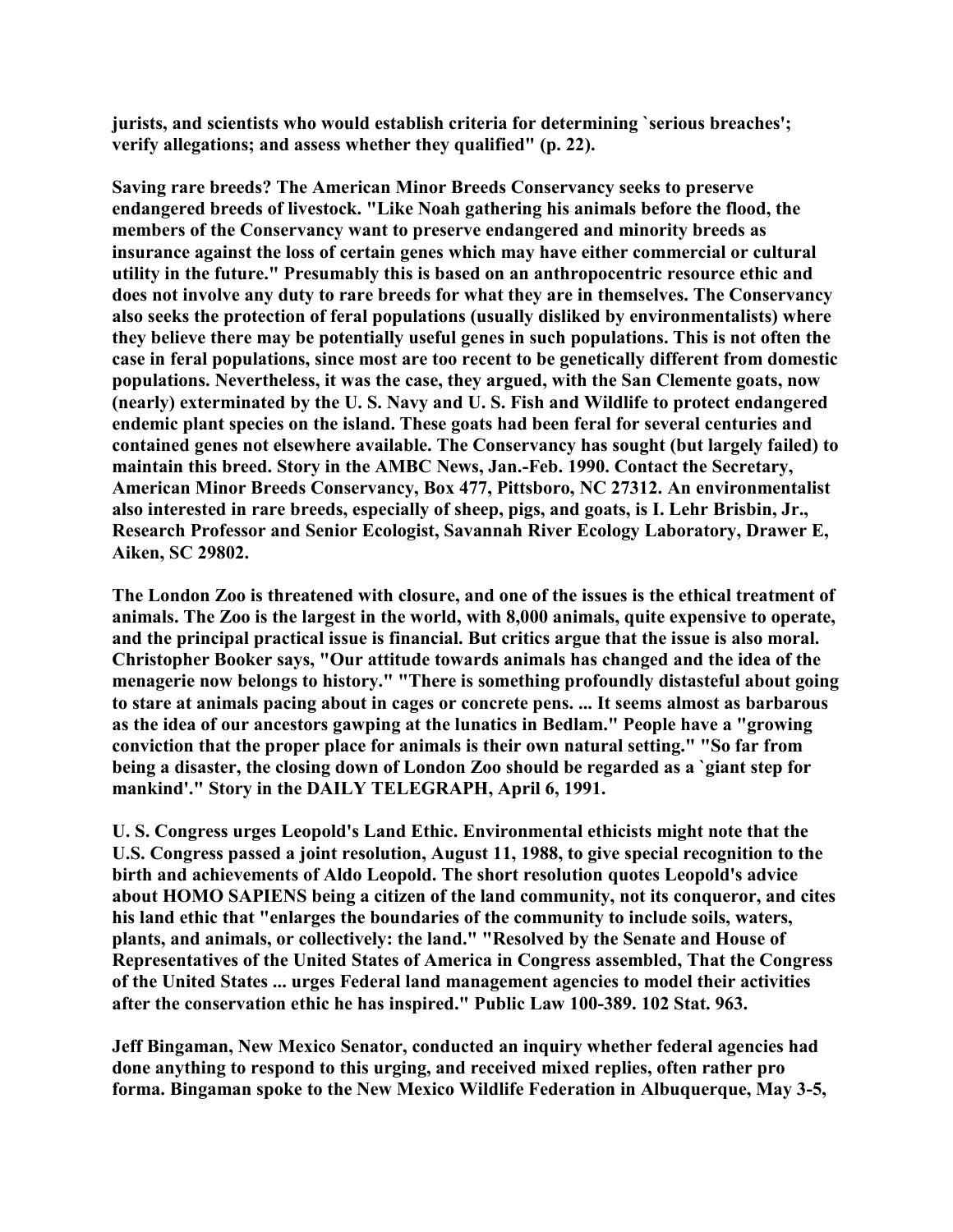**jurists, and scientists who would establish criteria for determining `serious breaches'; verify allegations; and assess whether they qualified" (p. 22).**

**Saving rare breeds? The American Minor Breeds Conservancy seeks to preserve endangered breeds of livestock. "Like Noah gathering his animals before the flood, the members of the Conservancy want to preserve endangered and minority breeds as insurance against the loss of certain genes which may have either commercial or cultural utility in the future." Presumably this is based on an anthropocentric resource ethic and does not involve any duty to rare breeds for what they are in themselves. The Conservancy also seeks the protection of feral populations (usually disliked by environmentalists) where they believe there may be potentially useful genes in such populations. This is not often the case in feral populations, since most are too recent to be genetically different from domestic populations. Nevertheless, it was the case, they argued, with the San Clemente goats, now (nearly) exterminated by the U. S. Navy and U. S. Fish and Wildlife to protect endangered endemic plant species on the island. These goats had been feral for several centuries and contained genes not elsewhere available. The Conservancy has sought (but largely failed) to maintain this breed. Story in the AMBC News, Jan.-Feb. 1990. Contact the Secretary, American Minor Breeds Conservancy, Box 477, Pittsboro, NC 27312. An environmentalist also interested in rare breeds, especially of sheep, pigs, and goats, is I. Lehr Brisbin, Jr., Research Professor and Senior Ecologist, Savannah River Ecology Laboratory, Drawer E, Aiken, SC 29802.**

**The London Zoo is threatened with closure, and one of the issues is the ethical treatment of animals. The Zoo is the largest in the world, with 8,000 animals, quite expensive to operate, and the principal practical issue is financial. But critics argue that the issue is also moral. Christopher Booker says, "Our attitude towards animals has changed and the idea of the menagerie now belongs to history." "There is something profoundly distasteful about going to stare at animals pacing about in cages or concrete pens. ... It seems almost as barbarous as the idea of our ancestors gawping at the lunatics in Bedlam." People have a "growing conviction that the proper place for animals is their own natural setting." "So far from being a disaster, the closing down of London Zoo should be regarded as a `giant step for mankind'." Story in the DAILY TELEGRAPH, April 6, 1991.**

**U. S. Congress urges Leopold's Land Ethic. Environmental ethicists might note that the U.S. Congress passed a joint resolution, August 11, 1988, to give special recognition to the birth and achievements of Aldo Leopold. The short resolution quotes Leopold's advice about HOMO SAPIENS being a citizen of the land community, not its conqueror, and cites his land ethic that "enlarges the boundaries of the community to include soils, waters, plants, and animals, or collectively: the land." "Resolved by the Senate and House of Representatives of the United States of America in Congress assembled, That the Congress of the United States ... urges Federal land management agencies to model their activities after the conservation ethic he has inspired." Public Law 100-389. 102 Stat. 963.**

**Jeff Bingaman, New Mexico Senator, conducted an inquiry whether federal agencies had done anything to respond to this urging, and received mixed replies, often rather pro forma. Bingaman spoke to the New Mexico Wildlife Federation in Albuquerque, May 3-5,**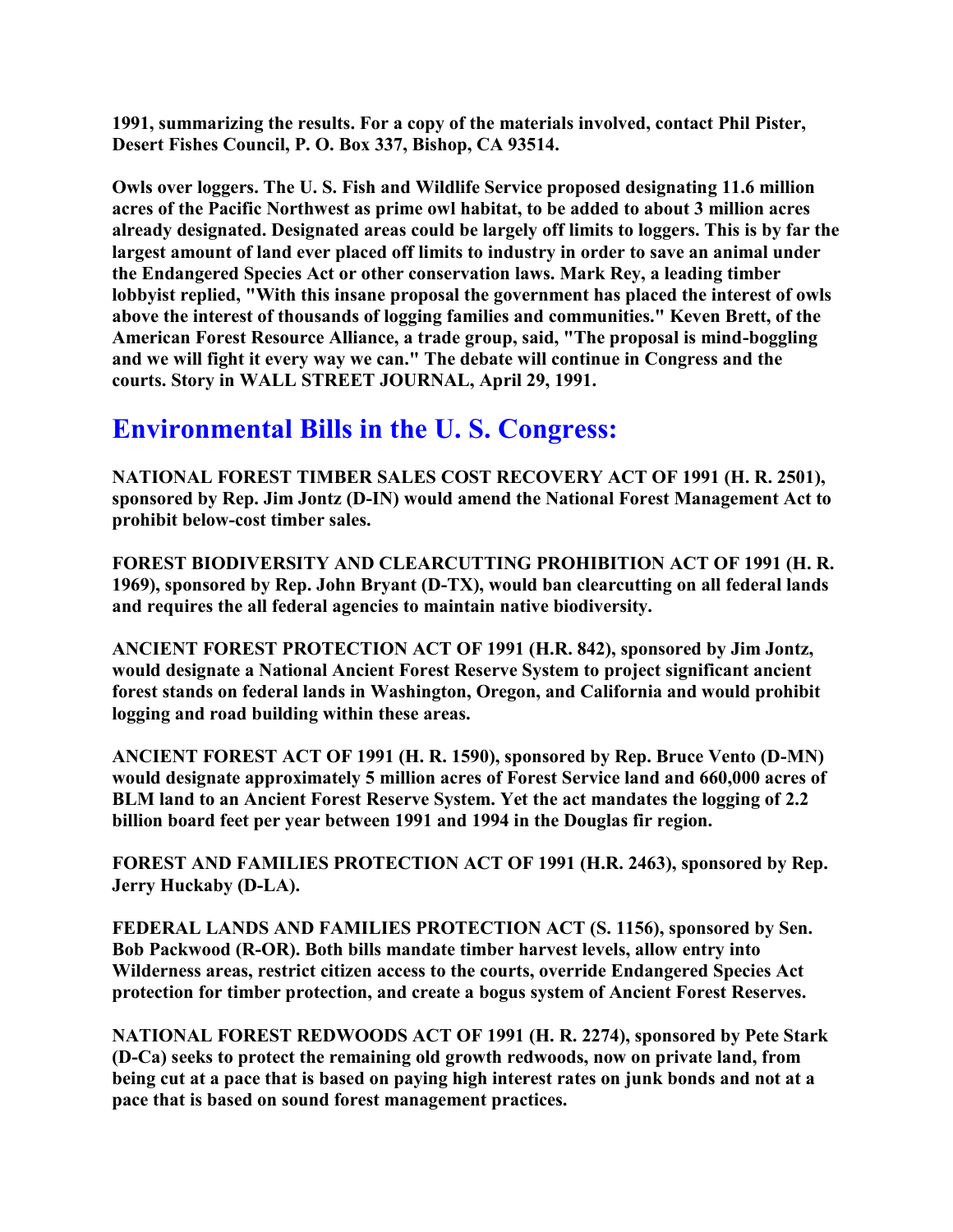**1991, summarizing the results. For a copy of the materials involved, contact Phil Pister, Desert Fishes Council, P. O. Box 337, Bishop, CA 93514.**

**Owls over loggers. The U. S. Fish and Wildlife Service proposed designating 11.6 million acres of the Pacific Northwest as prime owl habitat, to be added to about 3 million acres already designated. Designated areas could be largely off limits to loggers. This is by far the largest amount of land ever placed off limits to industry in order to save an animal under the Endangered Species Act or other conservation laws. Mark Rey, a leading timber lobbyist replied, "With this insane proposal the government has placed the interest of owls above the interest of thousands of logging families and communities." Keven Brett, of the American Forest Resource Alliance, a trade group, said, "The proposal is mind-boggling and we will fight it every way we can." The debate will continue in Congress and the courts. Story in WALL STREET JOURNAL, April 29, 1991.**

## Environmental Bills in the U. S. Congress:

**NATIONAL FOREST TIMBER SALES COST RECOVERY ACT OF 1991 (H. R. 2501), sponsored by Rep. Jim Jontz (D-IN) would amend the National Forest Management Act to prohibit below-cost timber sales.**

**FOREST BIODIVERSITY AND CLEARCUTTING PROHIBITION ACT OF 1991 (H. R. 1969), sponsored by Rep. John Bryant (D-TX), would ban clearcutting on all federal lands and requires the all federal agencies to maintain native biodiversity.**

**ANCIENT FOREST PROTECTION ACT OF 1991 (H.R. 842), sponsored by Jim Jontz, would designate a National Ancient Forest Reserve System to project significant ancient forest stands on federal lands in Washington, Oregon, and California and would prohibit logging and road building within these areas.**

**ANCIENT FOREST ACT OF 1991 (H. R. 1590), sponsored by Rep. Bruce Vento (D-MN) would designate approximately 5 million acres of Forest Service land and 660,000 acres of BLM land to an Ancient Forest Reserve System. Yet the act mandates the logging of 2.2 billion board feet per year between 1991 and 1994 in the Douglas fir region.**

**FOREST AND FAMILIES PROTECTION ACT OF 1991 (H.R. 2463), sponsored by Rep. Jerry Huckaby (D-LA).**

**FEDERAL LANDS AND FAMILIES PROTECTION ACT (S. 1156), sponsored by Sen. Bob Packwood (R-OR). Both bills mandate timber harvest levels, allow entry into Wilderness areas, restrict citizen access to the courts, override Endangered Species Act protection for timber protection, and create a bogus system of Ancient Forest Reserves.**

**NATIONAL FOREST REDWOODS ACT OF 1991 (H. R. 2274), sponsored by Pete Stark (D-Ca) seeks to protect the remaining old growth redwoods, now on private land, from being cut at a pace that is based on paying high interest rates on junk bonds and not at a pace that is based on sound forest management practices.**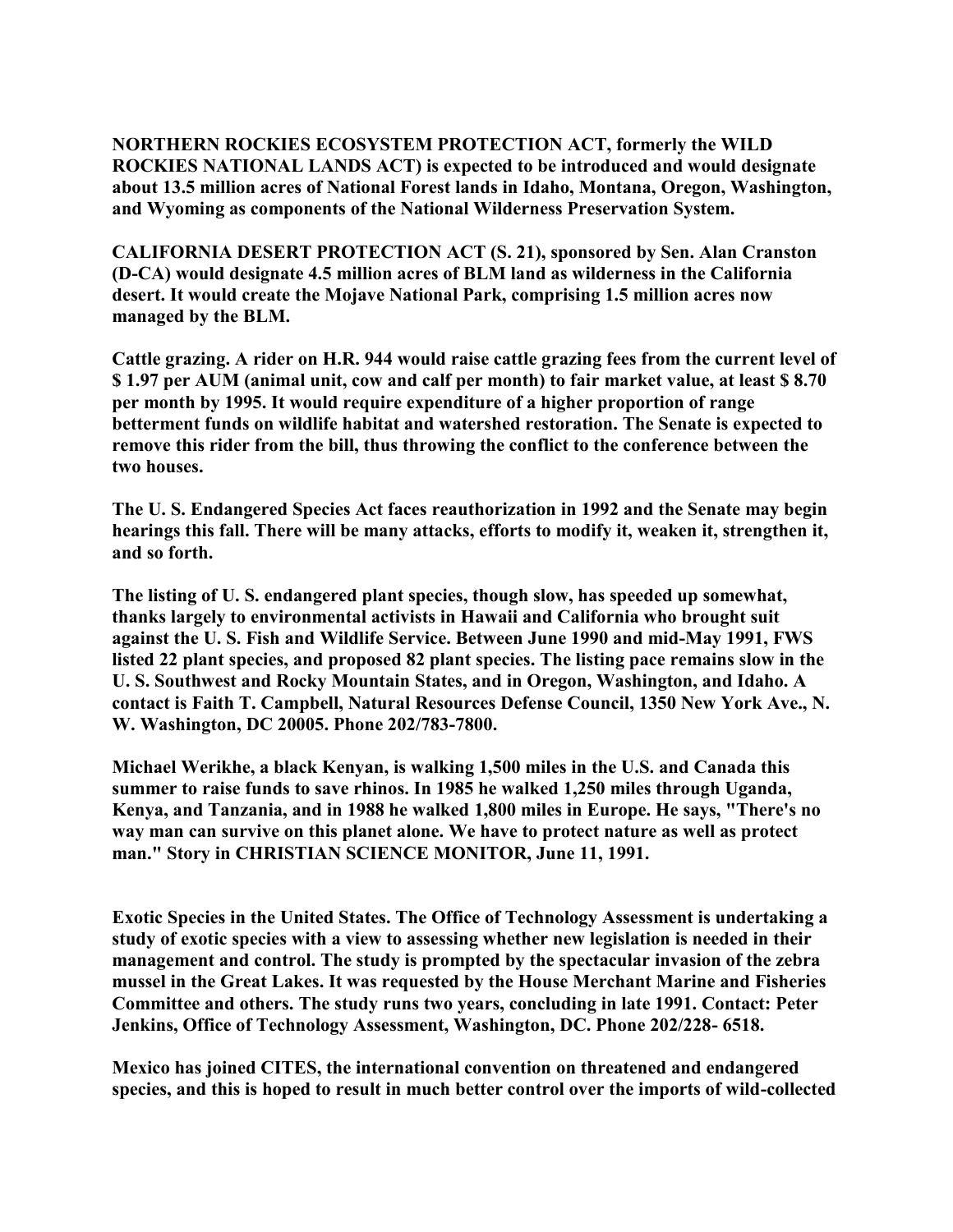**NORTHERN ROCKIES ECOSYSTEM PROTECTION ACT, formerly the WILD ROCKIES NATIONAL LANDS ACT) is expected to be introduced and would designate about 13.5 million acres of National Forest lands in Idaho, Montana, Oregon, Washington, and Wyoming as components of the National Wilderness Preservation System.**

**CALIFORNIA DESERT PROTECTION ACT (S. 21), sponsored by Sen. Alan Cranston (D-CA) would designate 4.5 million acres of BLM land as wilderness in the California desert. It would create the Mojave National Park, comprising 1.5 million acres now managed by the BLM.**

**Cattle grazing. A rider on H.R. 944 would raise cattle grazing fees from the current level of $ 1.97 per AUM (animal unit, cow and calf per month) to fair market value, at least $ 8.70 per month by 1995. It would require expenditure of a higher proportion of range betterment funds on wildlife habitat and watershed restoration. The Senate is expected to remove this rider from the bill, thus throwing the conflict to the conference between the two houses.**

**The U. S. Endangered Species Act faces reauthorization in 1992 and the Senate may begin hearings this fall. There will be many attacks, efforts to modify it, weaken it, strengthen it, and so forth.**

**The listing of U. S. endangered plant species, though slow, has speeded up somewhat, thanks largely to environmental activists in Hawaii and California who brought suit against the U. S. Fish and Wildlife Service. Between June 1990 and mid-May 1991, FWS listed 22 plant species, and proposed 82 plant species. The listing pace remains slow in the U. S. Southwest and Rocky Mountain States, and in Oregon, Washington, and Idaho. A contact is Faith T. Campbell, Natural Resources Defense Council, 1350 New York Ave., N. W. Washington, DC 20005. Phone 202/783-7800.**

**Michael Werikhe, a black Kenyan, is walking 1,500 miles in the U.S. and Canada this summer to raise funds to save rhinos. In 1985 he walked 1,250 miles through Uganda, Kenya, and Tanzania, and in 1988 he walked 1,800 miles in Europe. He says, "There's no way man can survive on this planet alone. We have to protect nature as well as protect man." Story in CHRISTIAN SCIENCE MONITOR, June 11, 1991.**

**Exotic Species in the United States. The Office of Technology Assessment is undertaking a study of exotic species with a view to assessing whether new legislation is needed in their management and control. The study is prompted by the spectacular invasion of the zebra mussel in the Great Lakes. It was requested by the House Merchant Marine and Fisheries Committee and others. The study runs two years, concluding in late 1991. Contact: Peter Jenkins, Office of Technology Assessment, Washington, DC. Phone 202/228- 6518.**

**Mexico has joined CITES, the international convention on threatened and endangered species, and this is hoped to result in much better control over the imports of wild-collected**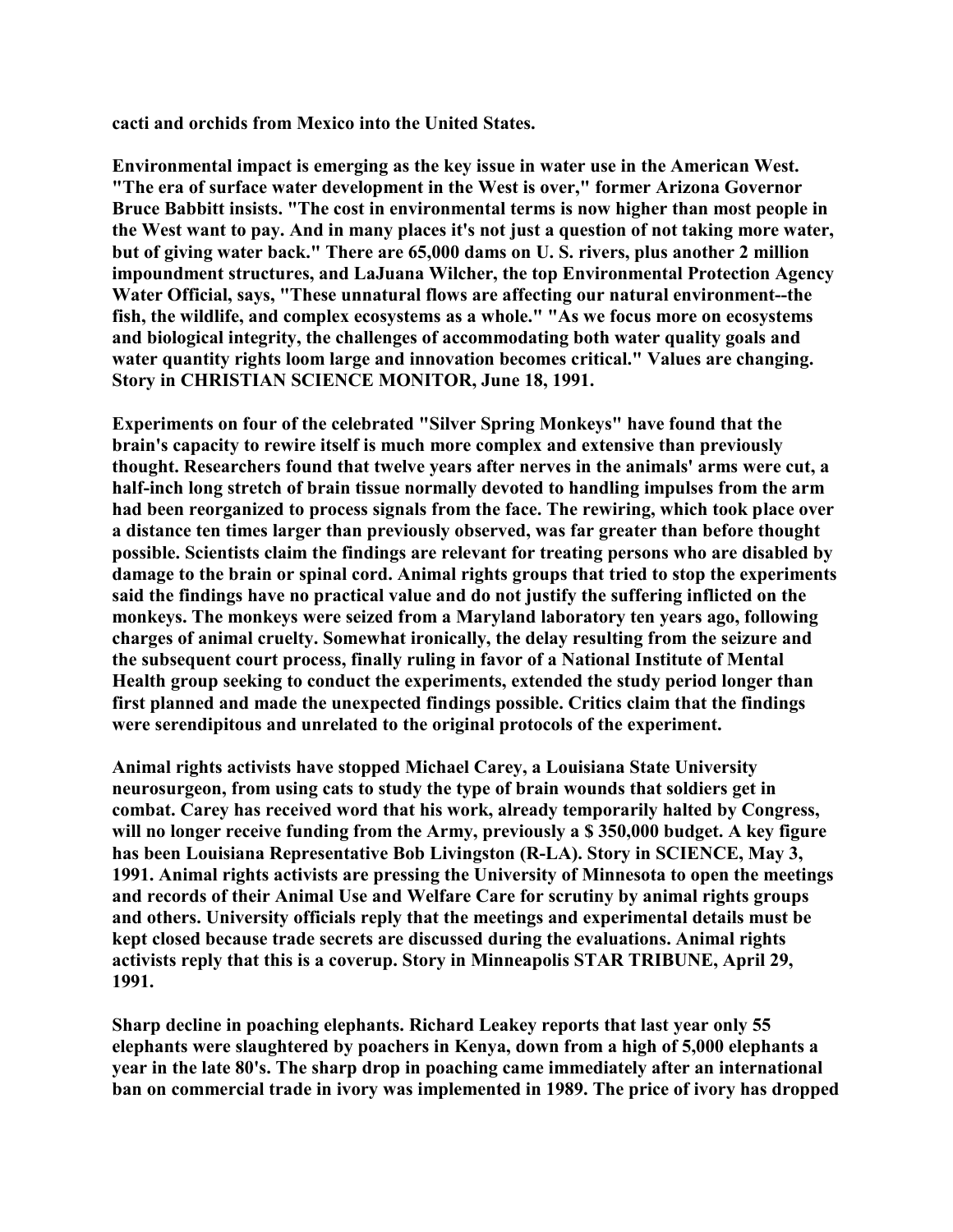**cacti and orchids from Mexico into the United States.**

**Environmental impact is emerging as the key issue in water use in the American West. "The era of surface water development in the West is over," former Arizona Governor Bruce Babbitt insists. "The cost in environmental terms is now higher than most people in the West want to pay. And in many places it's not just a question of not taking more water, but of giving water back." There are 65,000 dams on U. S. rivers, plus another 2 million impoundment structures, and LaJuana Wilcher, the top Environmental Protection Agency Water Official, says, "These unnatural flows are affecting our natural environment--the fish, the wildlife, and complex ecosystems as a whole." "As we focus more on ecosystems and biological integrity, the challenges of accommodating both water quality goals and water quantity rights loom large and innovation becomes critical." Values are changing. Story in CHRISTIAN SCIENCE MONITOR, June 18, 1991.**

**Experiments on four of the celebrated "Silver Spring Monkeys" have found that the brain's capacity to rewire itself is much more complex and extensive than previously thought. Researchers found that twelve years after nerves in the animals' arms were cut, a half-inch long stretch of brain tissue normally devoted to handling impulses from the arm had been reorganized to process signals from the face. The rewiring, which took place over a distance ten times larger than previously observed, was far greater than before thought possible. Scientists claim the findings are relevant for treating persons who are disabled by damage to the brain or spinal cord. Animal rights groups that tried to stop the experiments said the findings have no practical value and do not justify the suffering inflicted on the monkeys. The monkeys were seized from a Maryland laboratory ten years ago, following charges of animal cruelty. Somewhat ironically, the delay resulting from the seizure and the subsequent court process, finally ruling in favor of a National Institute of Mental Health group seeking to conduct the experiments, extended the study period longer than first planned and made the unexpected findings possible. Critics claim that the findings were serendipitous and unrelated to the original protocols of the experiment.**

**Animal rights activists have stopped Michael Carey, a Louisiana State University neurosurgeon, from using cats to study the type of brain wounds that soldiers get in combat. Carey has received word that his work, already temporarily halted by Congress, will no longer receive funding from the Army, previously a $ 350,000 budget. A key figure has been Louisiana Representative Bob Livingston (R-LA). Story in SCIENCE, May 3, 1991. Animal rights activists are pressing the University of Minnesota to open the meetings and records of their Animal Use and Welfare Care for scrutiny by animal rights groups and others. University officials reply that the meetings and experimental details must be kept closed because trade secrets are discussed during the evaluations. Animal rights activists reply that this is a coverup. Story in Minneapolis STAR TRIBUNE, April 29, 1991.**

**Sharp decline in poaching elephants. Richard Leakey reports that last year only 55 elephants were slaughtered by poachers in Kenya, down from a high of 5,000 elephants a year in the late 80's. The sharp drop in poaching came immediately after an international ban on commercial trade in ivory was implemented in 1989. The price of ivory has dropped**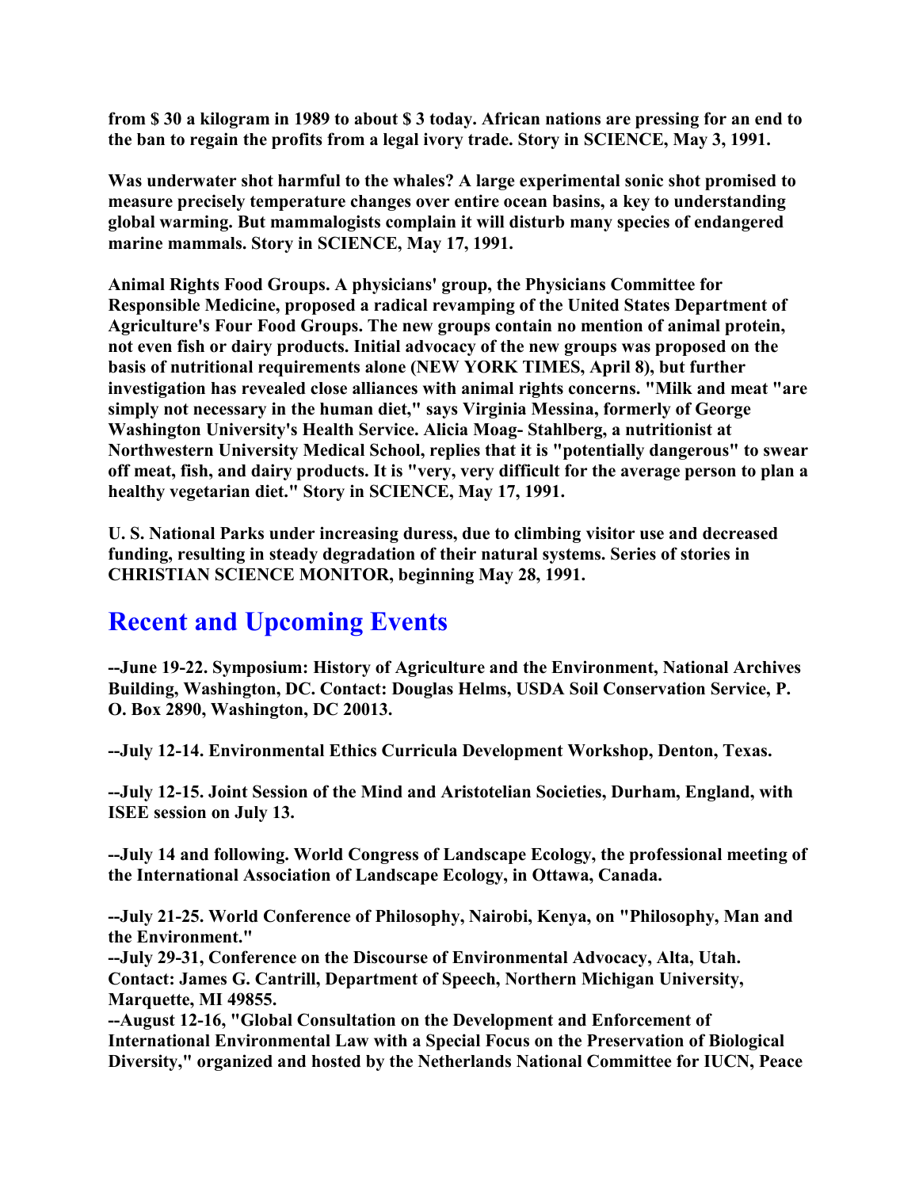**from $ 30 a kilogram in 1989 to about $ 3 today. African nations are pressing for an end to the ban to regain the profits from a legal ivory trade. Story in SCIENCE, May 3, 1991.**

**Was underwater shot harmful to the whales? A large experimental sonic shot promised to measure precisely temperature changes over entire ocean basins, a key to understanding global warming. But mammalogists complain it will disturb many species of endangered marine mammals. Story in SCIENCE, May 17, 1991.**

**Animal Rights Food Groups. A physicians' group, the Physicians Committee for Responsible Medicine, proposed a radical revamping of the United States Department of Agriculture's Four Food Groups. The new groups contain no mention of animal protein, not even fish or dairy products. Initial advocacy of the new groups was proposed on the basis of nutritional requirements alone (NEW YORK TIMES, April 8), but further investigation has revealed close alliances with animal rights concerns. "Milk and meat "are simply not necessary in the human diet," says Virginia Messina, formerly of George Washington University's Health Service. Alicia Moag- Stahlberg, a nutritionist at Northwestern University Medical School, replies that it is "potentially dangerous" to swear off meat, fish, and dairy products. It is "very, very difficult for the average person to plan a healthy vegetarian diet." Story in SCIENCE, May 17, 1991.**

**U. S. National Parks under increasing duress, due to climbing visitor use and decreased funding, resulting in steady degradation of their natural systems. Series of stories in CHRISTIAN SCIENCE MONITOR, beginning May 28, 1991.**

## Recent and Upcoming Events

**--June 19-22. Symposium: History of Agriculture and the Environment, National Archives Building, Washington, DC. Contact: Douglas Helms, USDA Soil Conservation Service, P. O. Box 2890, Washington, DC 20013.**

**--July 12-14. Environmental Ethics Curricula Development Workshop, Denton, Texas.**

**--July 12-15. Joint Session of the Mind and Aristotelian Societies, Durham, England, with ISEE session on July 13.**

**--July 14 and following. World Congress of Landscape Ecology, the professional meeting of the International Association of Landscape Ecology, in Ottawa, Canada.**

**--July 21-25. World Conference of Philosophy, Nairobi, Kenya, on "Philosophy, Man and the Environment."**

**--July 29-31, Conference on the Discourse of Environmental Advocacy, Alta, Utah. Contact: James G. Cantrill, Department of Speech, Northern Michigan University, Marquette, MI 49855.**

**--August 12-16, "Global Consultation on the Development and Enforcement of International Environmental Law with a Special Focus on the Preservation of Biological Diversity," organized and hosted by the Netherlands National Committee for IUCN, Peace**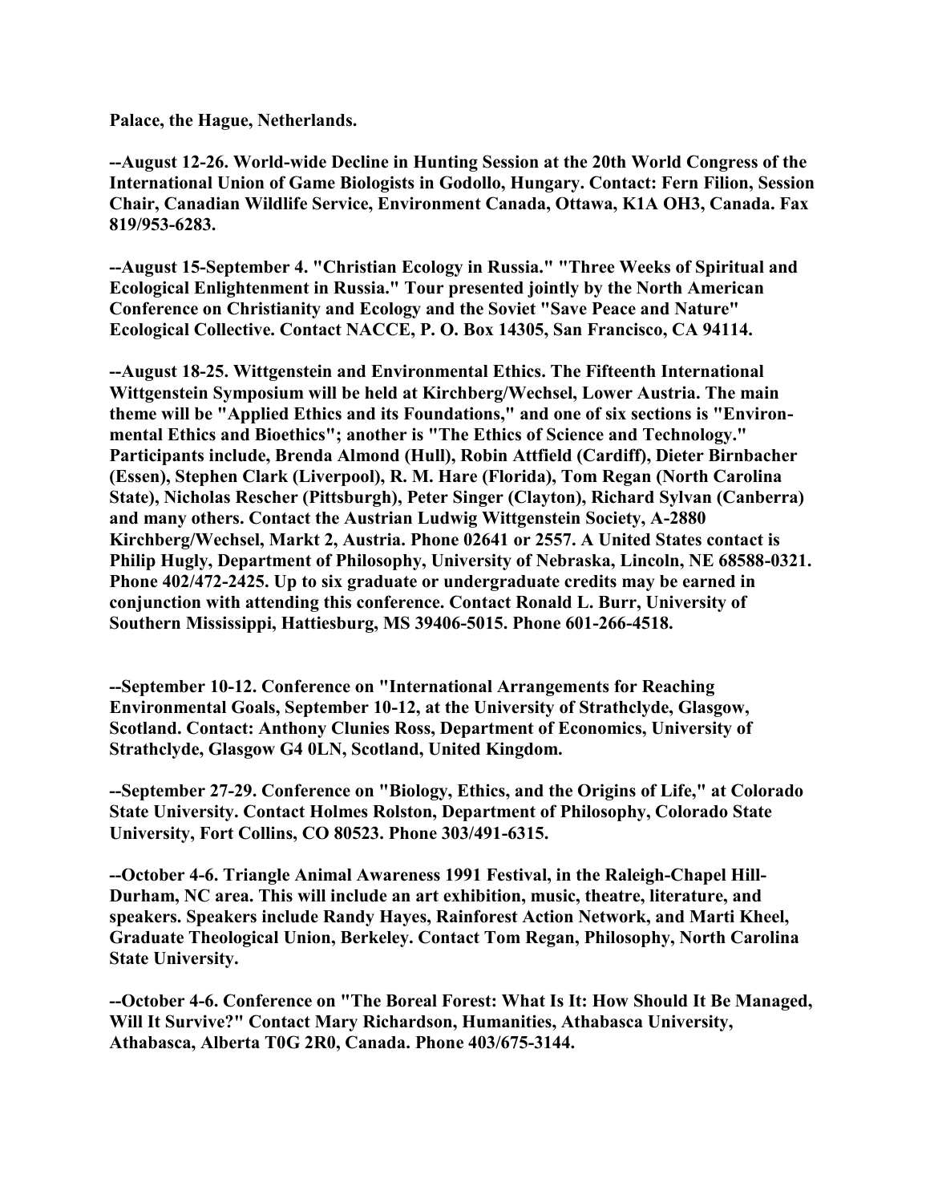**Palace, the Hague, Netherlands.**

**--August 12-26. World-wide Decline in Hunting Session at the 20th World Congress of the International Union of Game Biologists in Godollo, Hungary. Contact: Fern Filion, Session Chair, Canadian Wildlife Service, Environment Canada, Ottawa, K1A OH3, Canada. Fax 819/953-6283.**

**--August 15-September 4. "Christian Ecology in Russia." "Three Weeks of Spiritual and Ecological Enlightenment in Russia." Tour presented jointly by the North American Conference on Christianity and Ecology and the Soviet "Save Peace and Nature" Ecological Collective. Contact NACCE, P. O. Box 14305, San Francisco, CA 94114.**

**--August 18-25. Wittgenstein and Environmental Ethics. The Fifteenth International Wittgenstein Symposium will be held at Kirchberg/Wechsel, Lower Austria. The main theme will be "Applied Ethics and its Foundations," and one of six sections is "Environmental Ethics and Bioethics"; another is "The Ethics of Science and Technology." Participants include, Brenda Almond (Hull), Robin Attfield (Cardiff), Dieter Birnbacher (Essen), Stephen Clark (Liverpool), R. M. Hare (Florida), Tom Regan (North Carolina State), Nicholas Rescher (Pittsburgh), Peter Singer (Clayton), Richard Sylvan (Canberra) and many others. Contact the Austrian Ludwig Wittgenstein Society, A-2880 Kirchberg/Wechsel, Markt 2, Austria. Phone 02641 or 2557. A United States contact is Philip Hugly, Department of Philosophy, University of Nebraska, Lincoln, NE 68588-0321. Phone 402/472-2425. Up to six graduate or undergraduate credits may be earned in conjunction with attending this conference. Contact Ronald L. Burr, University of Southern Mississippi, Hattiesburg, MS 39406-5015. Phone 601-266-4518.**

**--September 10-12. Conference on "International Arrangements for Reaching Environmental Goals, September 10-12, at the University of Strathclyde, Glasgow, Scotland. Contact: Anthony Clunies Ross, Department of Economics, University of Strathclyde, Glasgow G4 0LN, Scotland, United Kingdom.**

**--September 27-29. Conference on "Biology, Ethics, and the Origins of Life," at Colorado State University. Contact Holmes Rolston, Department of Philosophy, Colorado State University, Fort Collins, CO 80523. Phone 303/491-6315.**

**--October 4-6. Triangle Animal Awareness 1991 Festival, in the Raleigh-Chapel Hill-Durham, NC area. This will include an art exhibition, music, theatre, literature, and speakers. Speakers include Randy Hayes, Rainforest Action Network, and Marti Kheel, Graduate Theological Union, Berkeley. Contact Tom Regan, Philosophy, North Carolina State University.**

**--October 4-6. Conference on "The Boreal Forest: What Is It: How Should It Be Managed, Will It Survive?" Contact Mary Richardson, Humanities, Athabasca University, Athabasca, Alberta T0G 2R0, Canada. Phone 403/675-3144.**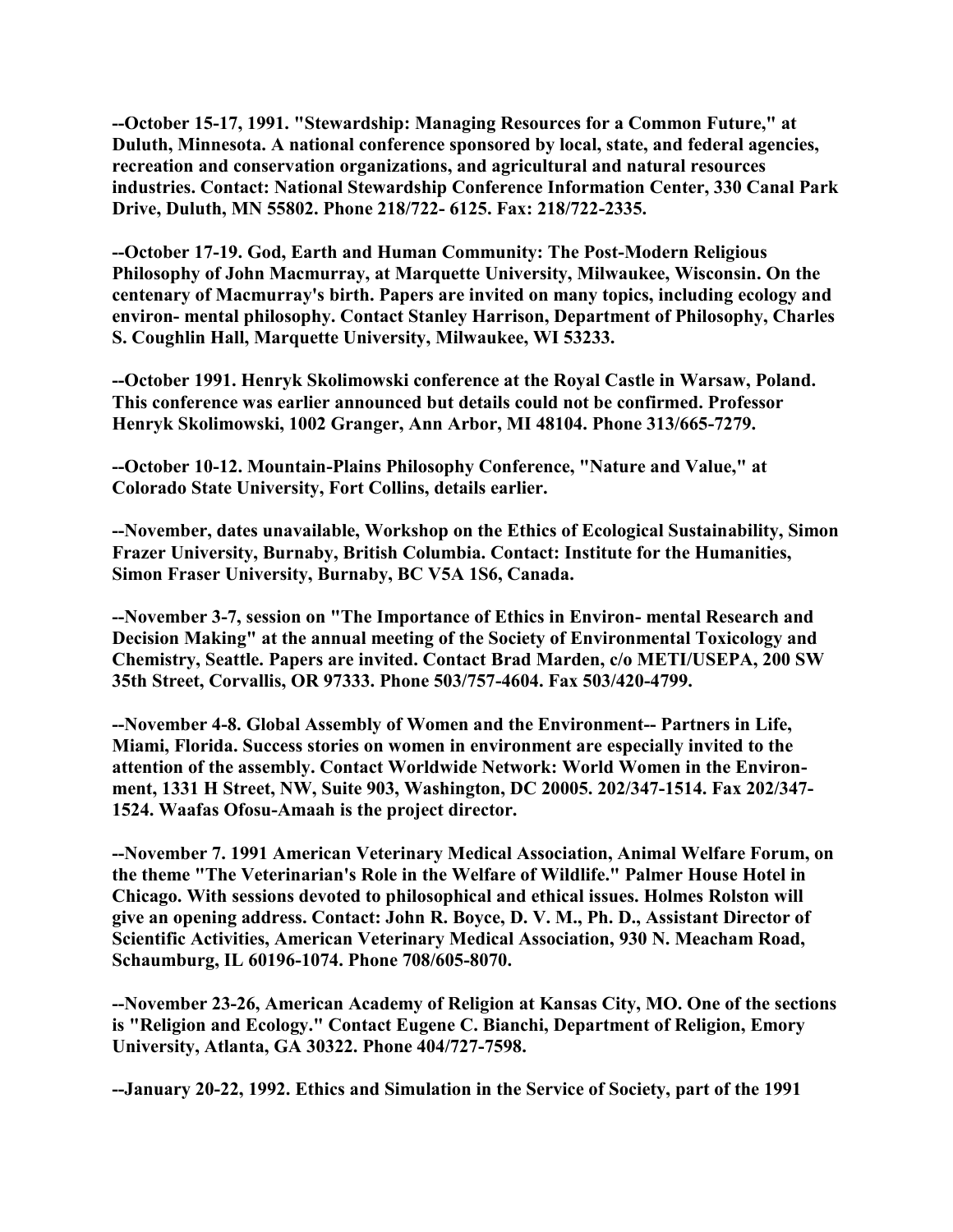**--October 15-17, 1991. "Stewardship: Managing Resources for a Common Future," at Duluth, Minnesota. A national conference sponsored by local, state, and federal agencies, recreation and conservation organizations, and agricultural and natural resources industries. Contact: National Stewardship Conference Information Center, 330 Canal Park Drive, Duluth, MN 55802. Phone 218/722- 6125. Fax: 218/722-2335.**

**--October 17-19. God, Earth and Human Community: The Post-Modern Religious Philosophy of John Macmurray, at Marquette University, Milwaukee, Wisconsin. On the centenary of Macmurray's birth. Papers are invited on many topics, including ecology and environ- mental philosophy. Contact Stanley Harrison, Department of Philosophy, Charles S. Coughlin Hall, Marquette University, Milwaukee, WI 53233.**

**--October 1991. Henryk Skolimowski conference at the Royal Castle in Warsaw, Poland. This conference was earlier announced but details could not be confirmed. Professor Henryk Skolimowski, 1002 Granger, Ann Arbor, MI 48104. Phone 313/665-7279.**

**--October 10-12. Mountain-Plains Philosophy Conference, "Nature and Value," at Colorado State University, Fort Collins, details earlier.**

**--November, dates unavailable, Workshop on the Ethics of Ecological Sustainability, Simon Frazer University, Burnaby, British Columbia. Contact: Institute for the Humanities, Simon Fraser University, Burnaby, BC V5A 1S6, Canada.**

**--November 3-7, session on "The Importance of Ethics in Environ- mental Research and Decision Making" at the annual meeting of the Society of Environmental Toxicology and Chemistry, Seattle. Papers are invited. Contact Brad Marden, c/o METI/USEPA, 200 SW 35th Street, Corvallis, OR 97333. Phone 503/757-4604. Fax 503/420-4799.**

**--November 4-8. Global Assembly of Women and the Environment-- Partners in Life, Miami, Florida. Success stories on women in environment are especially invited to the attention of the assembly. Contact Worldwide Network: World Women in the Environ- ment, 1331 H Street, NW, Suite 903, Washington, DC 20005. 202/347-1514. Fax 202/347-1524. Waafas Ofosu-Amaah is the project director.**

**--November 7. 1991 American Veterinary Medical Association, Animal Welfare Forum, on the theme "The Veterinarian's Role in the Welfare of Wildlife." Palmer House Hotel in Chicago. With sessions devoted to philosophical and ethical issues. Holmes Rolston will give an opening address. Contact: John R. Boyce, D. V. M., Ph. D., Assistant Director of Scientific Activities, American Veterinary Medical Association, 930 N. Meacham Road, Schaumburg, IL 60196-1074. Phone 708/605-8070.**

**--November 23-26, American Academy of Religion at Kansas City, MO. One of the sections is "Religion and Ecology." Contact Eugene C. Bianchi, Department of Religion, Emory University, Atlanta, GA 30322. Phone 404/727-7598.**

**--January 20-22, 1992. Ethics and Simulation in the Service of Society, part of the 1991**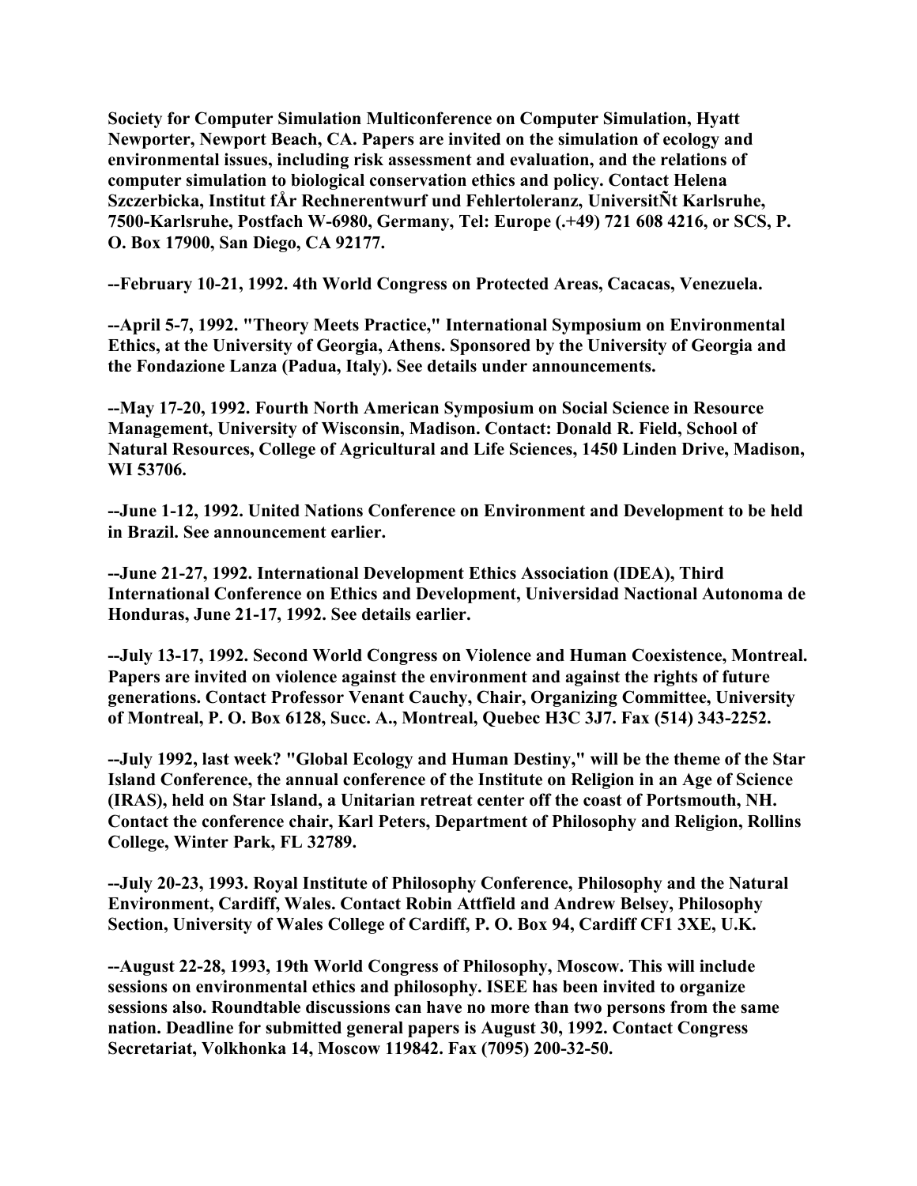**Society for Computer Simulation Multiconference on Computer Simulation, Hyatt Newporter, Newport Beach, CA. Papers are invited on the simulation of ecology and environmental issues, including risk assessment and evaluation, and the relations of computer simulation to biological conservation ethics and policy. Contact Helena Szczerbicka, Institut fÅr Rechnerentwurf und Fehlertoleranz, UniversitÑt Karlsruhe, 7500-Karlsruhe, Postfach W-6980, Germany, Tel: Europe (.+49) 721 608 4216, or SCS, P. O. Box 17900, San Diego, CA 92177.**

**--February 10-21, 1992. 4th World Congress on Protected Areas, Cacacas, Venezuela.**

**--April 5-7, 1992. "Theory Meets Practice," International Symposium on Environmental Ethics, at the University of Georgia, Athens. Sponsored by the University of Georgia and the Fondazione Lanza (Padua, Italy). See details under announcements.**

**--May 17-20, 1992. Fourth North American Symposium on Social Science in Resource Management, University of Wisconsin, Madison. Contact: Donald R. Field, School of Natural Resources, College of Agricultural and Life Sciences, 1450 Linden Drive, Madison, WI 53706.**

**--June 1-12, 1992. United Nations Conference on Environment and Development to be held in Brazil. See announcement earlier.**

**--June 21-27, 1992. International Development Ethics Association (IDEA), Third International Conference on Ethics and Development, Universidad Nactional Autonoma de Honduras, June 21-17, 1992. See details earlier.**

**--July 13-17, 1992. Second World Congress on Violence and Human Coexistence, Montreal. Papers are invited on violence against the environment and against the rights of future generations. Contact Professor Venant Cauchy, Chair, Organizing Committee, University of Montreal, P. O. Box 6128, Succ. A., Montreal, Quebec H3C 3J7. Fax (514) 343-2252.**

**--July 1992, last week? "Global Ecology and Human Destiny," will be the theme of the Star Island Conference, the annual conference of the Institute on Religion in an Age of Science (IRAS), held on Star Island, a Unitarian retreat center off the coast of Portsmouth, NH. Contact the conference chair, Karl Peters, Department of Philosophy and Religion, Rollins College, Winter Park, FL 32789.**

**--July 20-23, 1993. Royal Institute of Philosophy Conference, Philosophy and the Natural Environment, Cardiff, Wales. Contact Robin Attfield and Andrew Belsey, Philosophy Section, University of Wales College of Cardiff, P. O. Box 94, Cardiff CF1 3XE, U.K.**

**--August 22-28, 1993, 19th World Congress of Philosophy, Moscow. This will include sessions on environmental ethics and philosophy. ISEE has been invited to organize sessions also. Roundtable discussions can have no more than two persons from the same nation. Deadline for submitted general papers is August 30, 1992. Contact Congress Secretariat, Volkhonka 14, Moscow 119842. Fax (7095) 200-32-50.**